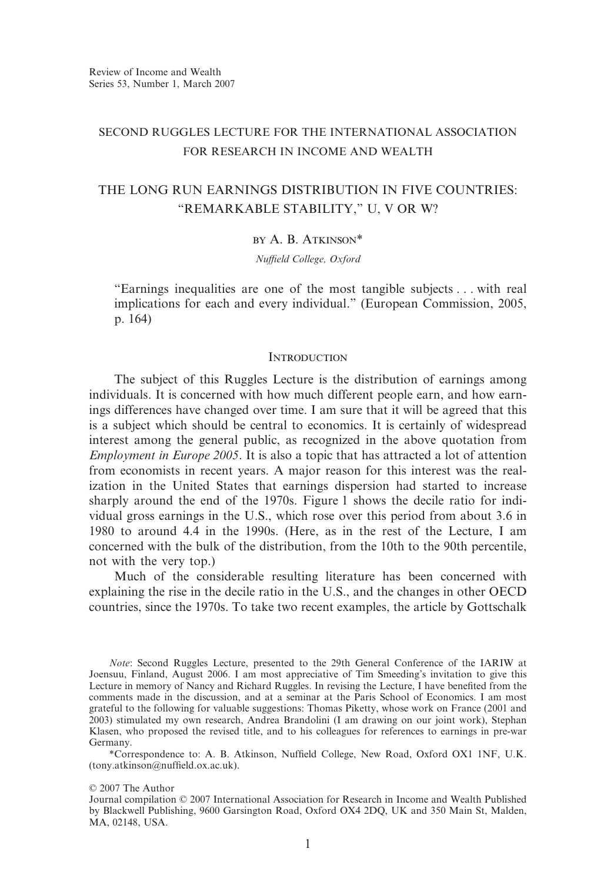Review of Income and Wealth
Series 53, Number 1, March 2007

# SECOND RUGGLES LECTURE FOR THE INTERNATIONAL ASSOCIATION FOR RESEARCH IN INCOME AND WEALTH

# THE LONG RUN EARNINGS DISTRIBUTION IN FIVE COUNTRIES: "REMARKABLE STABILITY," U, V OR W?

BY A. B. ATKINSON*

*Nuffield College, Oxford*

"Earnings inequalities are one of the most tangible subjects . . . with real implications for each and every individual." (European Commission, 2005, p. 164)

## Introduction

The subject of this Ruggles Lecture is the distribution of earnings among individuals. It is concerned with how much different people earn, and how earnings differences have changed over time. I am sure that it will be agreed that this is a subject which should be central to economics. It is certainly of widespread interest among the general public, as recognized in the above quotation from *Employment in Europe 2005*. It is also a topic that has attracted a lot of attention from economists in recent years. A major reason for this interest was the realization in the United States that earnings dispersion had started to increase sharply around the end of the 1970s. Figure 1 shows the decile ratio for individual gross earnings in the U.S., which rose over this period from about 3.6 in 1980 to around 4.4 in the 1990s. (Here, as in the rest of the Lecture, I am concerned with the bulk of the distribution, from the 10th to the 90th percentile, not with the very top.)

Much of the considerable resulting literature has been concerned with explaining the rise in the decile ratio in the U.S., and the changes in other OECD countries, since the 1970s. To take two recent examples, the article by Gottschalk

*Note*: Second Ruggles Lecture, presented to the 29th General Conference of the IARIW at Joensuu, Finland, August 2006. I am most appreciative of Tim Smeeding's invitation to give this Lecture in memory of Nancy and Richard Ruggles. In revising the Lecture, I have benefited from the comments made in the discussion, and at a seminar at the Paris School of Economics. I am most grateful to the following for valuable suggestions: Thomas Piketty, whose work on France (2001 and 2003) stimulated my own research, Andrea Brandolini (I am drawing on our joint work), Stephan Klasen, who proposed the revised title, and to his colleagues for references to earnings in pre-war Germany.

*Correspondence to: A. B. Atkinson, Nuffield College, New Road, Oxford OX1 1NF, U.K. (tony.atkinson@nuffield.ox.ac.uk).

© 2007 The Author
Journal compilation © 2007 International Association for Research in Income and Wealth Published by Blackwell Publishing, 9600 Garsington Road, Oxford OX4 2DQ, UK and 350 Main St, Malden, MA, 02148, USA.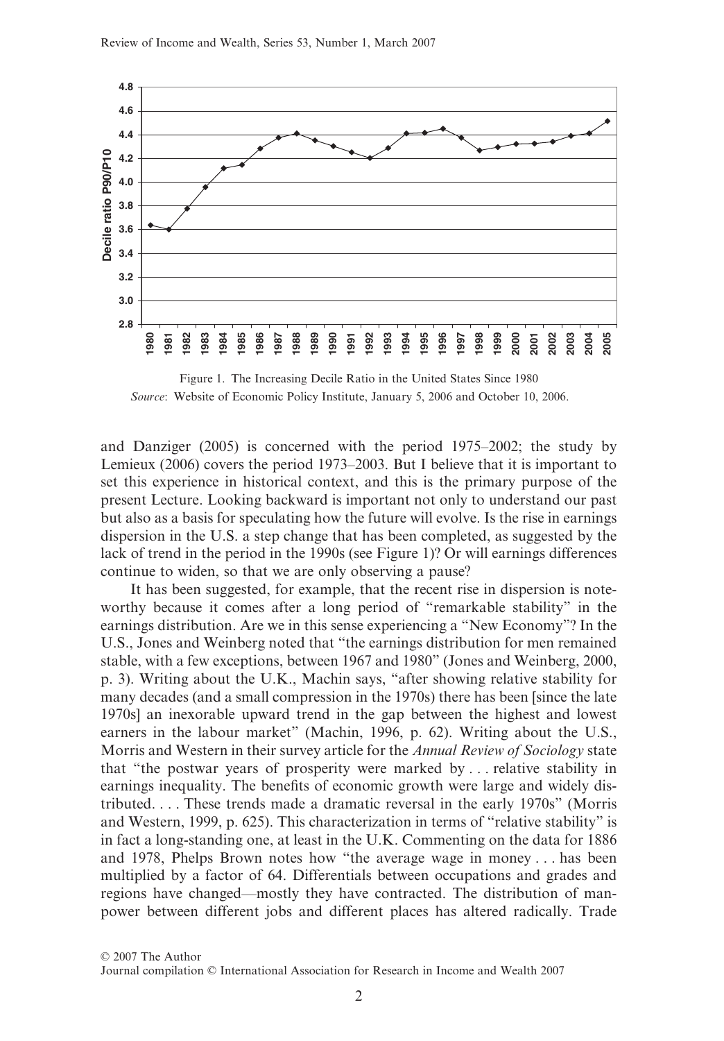Figure 1. The Increasing Decile Ratio in the United States Since 1980

*Source*: Website of Economic Policy Institute, January 5, 2006 and October 10, 2006.

and Danziger (2005) is concerned with the period 1975–2002; the study by Lemieux (2006) covers the period 1973–2003. But I believe that it is important to set this experience in historical context, and this is the primary purpose of the present Lecture. Looking backward is important not only to understand our past but also as a basis for speculating how the future will evolve. Is the rise in earnings dispersion in the U.S. a step change that has been completed, as suggested by the lack of trend in the period in the 1990s (see Figure 1)? Or will earnings differences continue to widen, so that we are only observing a pause?

It has been suggested, for example, that the recent rise in dispersion is noteworthy because it comes after a long period of "remarkable stability" in the earnings distribution. Are we in this sense experiencing a "New Economy"? In the U.S., Jones and Weinberg noted that "the earnings distribution for men remained stable, with a few exceptions, between 1967 and 1980" (Jones and Weinberg, 2000, p. 3). Writing about the U.K., Machin says, "after showing relative stability for many decades (and a small compression in the 1970s) there has been [since the late 1970s] an inexorable upward trend in the gap between the highest and lowest earners in the labour market" (Machin, 1996, p. 62). Writing about the U.S., Morris and Western in their survey article for the *Annual Review of Sociology* state that "the postwar years of prosperity were marked by . . . relative stability in earnings inequality. The benefits of economic growth were large and widely distributed. . . . These trends made a dramatic reversal in the early 1970s" (Morris and Western, 1999, p. 625). This characterization in terms of "relative stability" is in fact a long-standing one, at least in the U.K. Commenting on the data for 1886 and 1978, Phelps Brown notes how "the average wage in money . . . has been multiplied by a factor of 64. Differentials between occupations and grades and regions have changed—mostly they have contracted. The distribution of manpower between different jobs and different places has altered radically. Trade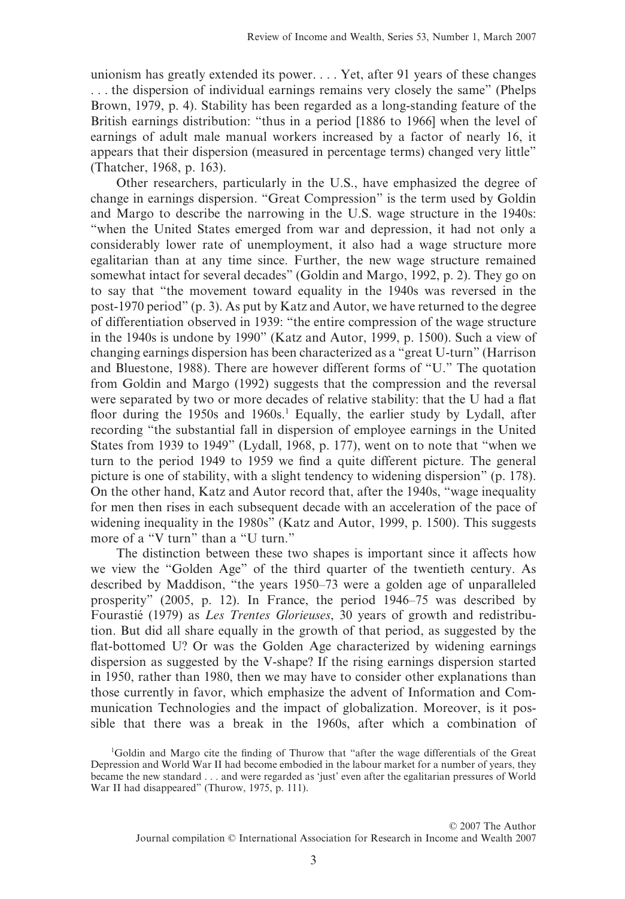unionism has greatly extended its power. . . . Yet, after 91 years of these changes . . . the dispersion of individual earnings remains very closely the same" (Phelps Brown, 1979, p. 4). Stability has been regarded as a long-standing feature of the British earnings distribution: "thus in a period [1886 to 1966] when the level of earnings of adult male manual workers increased by a factor of nearly 16, it appears that their dispersion (measured in percentage terms) changed very little" (Thatcher, 1968, p. 163).

Other researchers, particularly in the U.S., have emphasized the degree of change in earnings dispersion. "Great Compression" is the term used by Goldin and Margo to describe the narrowing in the U.S. wage structure in the 1940s: "when the United States emerged from war and depression, it had not only a considerably lower rate of unemployment, it also had a wage structure more egalitarian than at any time since. Further, the new wage structure remained somewhat intact for several decades" (Goldin and Margo, 1992, p. 2). They go on to say that "the movement toward equality in the 1940s was reversed in the post-1970 period" (p. 3). As put by Katz and Autor, we have returned to the degree of differentiation observed in 1939: "the entire compression of the wage structure in the 1940s is undone by 1990" (Katz and Autor, 1999, p. 1500). Such a view of changing earnings dispersion has been characterized as a "great U-turn" (Harrison and Bluestone, 1988). There are however different forms of "U." The quotation from Goldin and Margo (1992) suggests that the compression and the reversal were separated by two or more decades of relative stability: that the U had a flat floor during the 1950s and 1960s.[1] Equally, the earlier study by Lydall, after recording "the substantial fall in dispersion of employee earnings in the United States from 1939 to 1949" (Lydall, 1968, p. 177), went on to note that "when we turn to the period 1949 to 1959 we find a quite different picture. The general picture is one of stability, with a slight tendency to widening dispersion" (p. 178). On the other hand, Katz and Autor record that, after the 1940s, "wage inequality for men then rises in each subsequent decade with an acceleration of the pace of widening inequality in the 1980s" (Katz and Autor, 1999, p. 1500). This suggests more of a "V turn" than a "U turn."

The distinction between these two shapes is important since it affects how we view the "Golden Age" of the third quarter of the twentieth century. As described by Maddison, "the years 1950–73 were a golden age of unparalleled prosperity" (2005, p. 12). In France, the period 1946–75 was described by Fourastié (1979) as *Les Trentes Glorieuses*, 30 years of growth and redistribution. But did all share equally in the growth of that period, as suggested by the flat-bottomed U? Or was the Golden Age characterized by widening earnings dispersion as suggested by the V-shape? If the rising earnings dispersion started in 1950, rather than 1980, then we may have to consider other explanations than those currently in favor, which emphasize the advent of Information and Communication Technologies and the impact of globalization. Moreover, is it possible that there was a break in the 1960s, after which a combination of

[1] Goldin and Margo cite the finding of Thurow that "after the wage differentials of the Great Depression and World War II had become embodied in the labour market for a number of years, they became the new standard . . . and were regarded as 'just' even after the egalitarian pressures of World War II had disappeared" (Thurow, 1975, p. 111).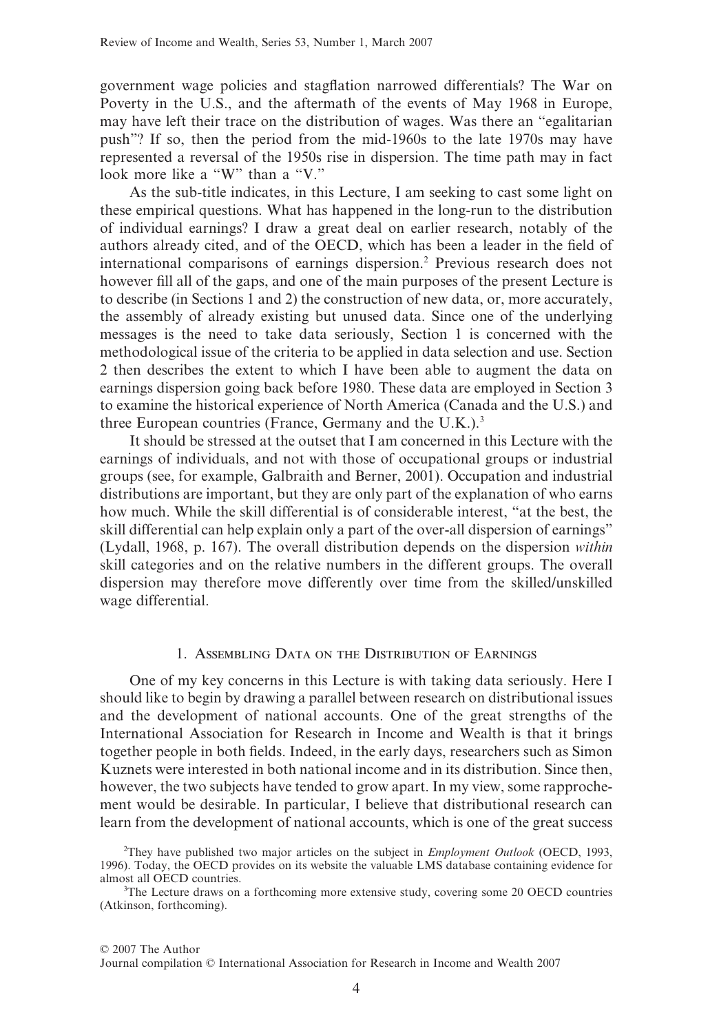government wage policies and stagflation narrowed differentials? The War on Poverty in the U.S., and the aftermath of the events of May 1968 in Europe, may have left their trace on the distribution of wages. Was there an "egalitarian push"? If so, then the period from the mid-1960s to the late 1970s may have represented a reversal of the 1950s rise in dispersion. The time path may in fact look more like a "W" than a "V."

As the sub-title indicates, in this Lecture, I am seeking to cast some light on these empirical questions. What has happened in the long-run to the distribution of individual earnings? I draw a great deal on earlier research, notably of the authors already cited, and of the OECD, which has been a leader in the field of international comparisons of earnings dispersion.[2] Previous research does not however fill all of the gaps, and one of the main purposes of the present Lecture is to describe (in Sections 1 and 2) the construction of new data, or, more accurately, the assembly of already existing but unused data. Since one of the underlying messages is the need to take data seriously, Section 1 is concerned with the methodological issue of the criteria to be applied in data selection and use. Section 2 then describes the extent to which I have been able to augment the data on earnings dispersion going back before 1980. These data are employed in Section 3 to examine the historical experience of North America (Canada and the U.S.) and three European countries (France, Germany and the U.K.).[3]

It should be stressed at the outset that I am concerned in this Lecture with the earnings of individuals, and not with those of occupational groups or industrial groups (see, for example, Galbraith and Berner, 2001). Occupation and industrial distributions are important, but they are only part of the explanation of who earns how much. While the skill differential is of considerable interest, "at the best, the skill differential can help explain only a part of the over-all dispersion of earnings" (Lydall, 1968, p. 167). The overall distribution depends on the dispersion *within* skill categories and on the relative numbers in the different groups. The overall dispersion may therefore move differently over time from the skilled/unskilled wage differential.

## 1. Assembling Data on the Distribution of Earnings

One of my key concerns in this Lecture is with taking data seriously. Here I should like to begin by drawing a parallel between research on distributional issues and the development of national accounts. One of the great strengths of the International Association for Research in Income and Wealth is that it brings together people in both fields. Indeed, in the early days, researchers such as Simon Kuznets were interested in both national income and in its distribution. Since then, however, the two subjects have tended to grow apart. In my view, some rapprochement would be desirable. In particular, I believe that distributional research can learn from the development of national accounts, which is one of the great success

[2]They have published two major articles on the subject in *Employment Outlook* (OECD, 1993, 1996). Today, the OECD provides on its website the valuable LMS database containing evidence for almost all OECD countries.

[3]The Lecture draws on a forthcoming more extensive study, covering some 20 OECD countries (Atkinson, forthcoming).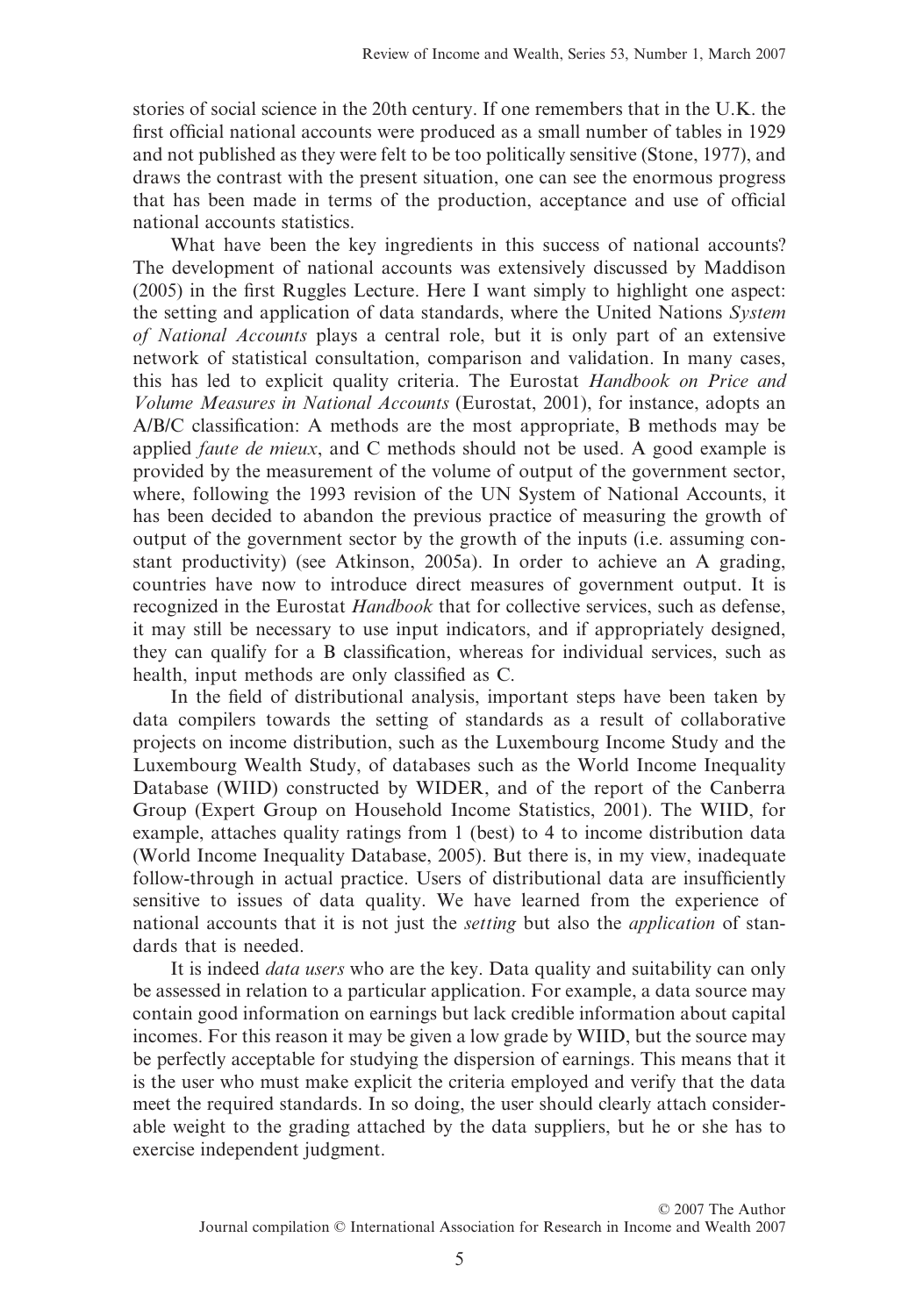stories of social science in the 20th century. If one remembers that in the U.K. the first official national accounts were produced as a small number of tables in 1929 and not published as they were felt to be too politically sensitive (Stone, 1977), and draws the contrast with the present situation, one can see the enormous progress that has been made in terms of the production, acceptance and use of official national accounts statistics.

What have been the key ingredients in this success of national accounts? The development of national accounts was extensively discussed by Maddison (2005) in the first Ruggles Lecture. Here I want simply to highlight one aspect: the setting and application of data standards, where the United Nations *System of National Accounts* plays a central role, but it is only part of an extensive network of statistical consultation, comparison and validation. In many cases, this has led to explicit quality criteria. The Eurostat *Handbook on Price and Volume Measures in National Accounts* (Eurostat, 2001), for instance, adopts an A/B/C classification: A methods are the most appropriate, B methods may be applied *faute de mieux*, and C methods should not be used. A good example is provided by the measurement of the volume of output of the government sector, where, following the 1993 revision of the UN System of National Accounts, it has been decided to abandon the previous practice of measuring the growth of output of the government sector by the growth of the inputs (i.e. assuming constant productivity) (see Atkinson, 2005a). In order to achieve an A grading, countries have now to introduce direct measures of government output. It is recognized in the Eurostat *Handbook* that for collective services, such as defense, it may still be necessary to use input indicators, and if appropriately designed, they can qualify for a B classification, whereas for individual services, such as health, input methods are only classified as C.

In the field of distributional analysis, important steps have been taken by data compilers towards the setting of standards as a result of collaborative projects on income distribution, such as the Luxembourg Income Study and the Luxembourg Wealth Study, of databases such as the World Income Inequality Database (WIID) constructed by WIDER, and of the report of the Canberra Group (Expert Group on Household Income Statistics, 2001). The WIID, for example, attaches quality ratings from 1 (best) to 4 to income distribution data (World Income Inequality Database, 2005). But there is, in my view, inadequate follow-through in actual practice. Users of distributional data are insufficiently sensitive to issues of data quality. We have learned from the experience of national accounts that it is not just the *setting* but also the *application* of standards that is needed.

It is indeed *data users* who are the key. Data quality and suitability can only be assessed in relation to a particular application. For example, a data source may contain good information on earnings but lack credible information about capital incomes. For this reason it may be given a low grade by WIID, but the source may be perfectly acceptable for studying the dispersion of earnings. This means that it is the user who must make explicit the criteria employed and verify that the data meet the required standards. In so doing, the user should clearly attach considerable weight to the grading attached by the data suppliers, but he or she has to exercise independent judgment.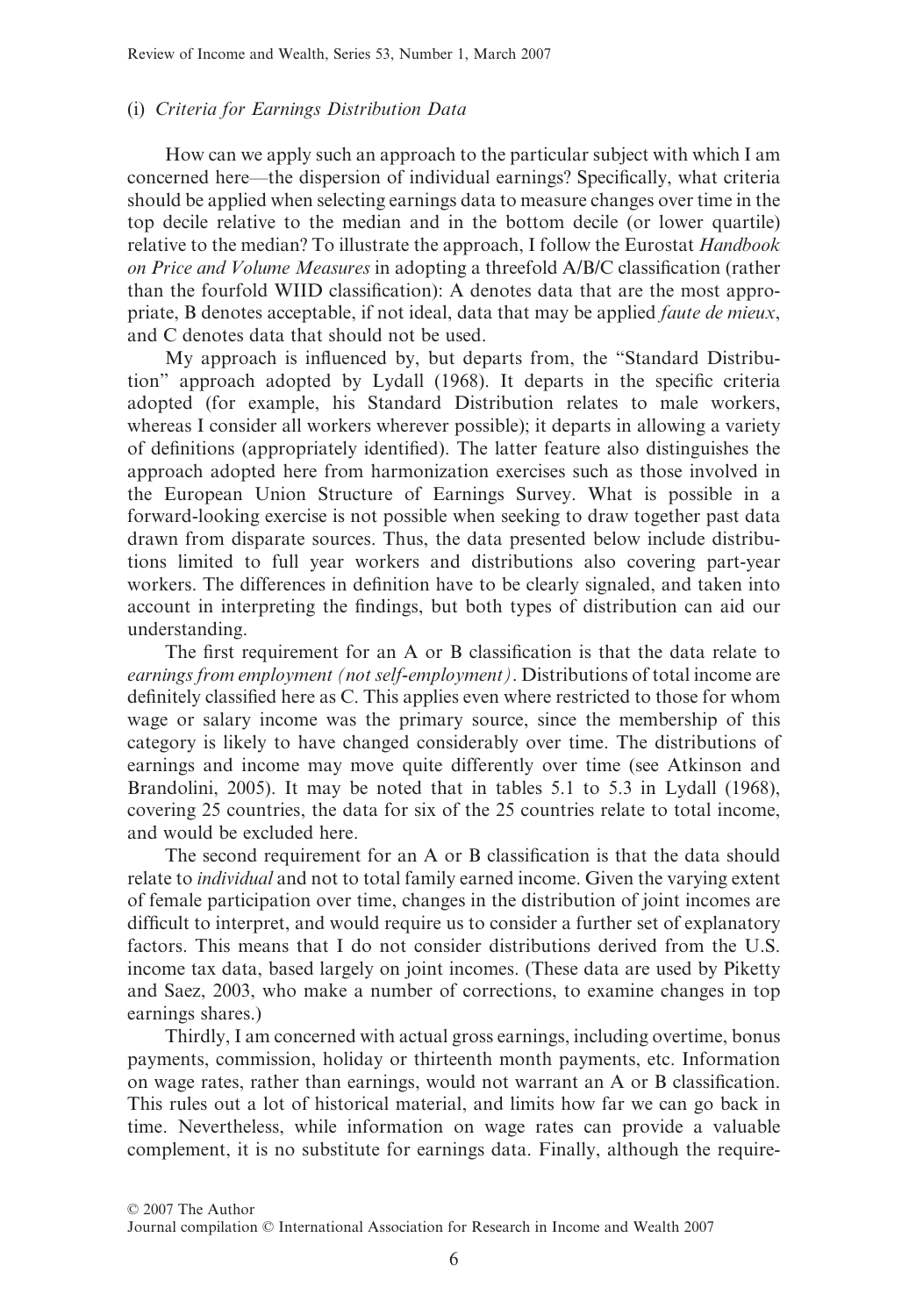### (i) *Criteria for Earnings Distribution Data*

How can we apply such an approach to the particular subject with which I am concerned here—the dispersion of individual earnings? Specifically, what criteria should be applied when selecting earnings data to measure changes over time in the top decile relative to the median and in the bottom decile (or lower quartile) relative to the median? To illustrate the approach, I follow the Eurostat *Handbook on Price and Volume Measures* in adopting a threefold A/B/C classification (rather than the fourfold WIID classification): A denotes data that are the most appropriate, B denotes acceptable, if not ideal, data that may be applied *faute de mieux*, and C denotes data that should not be used.

My approach is influenced by, but departs from, the "Standard Distribution" approach adopted by Lydall (1968). It departs in the specific criteria adopted (for example, his Standard Distribution relates to male workers, whereas I consider all workers wherever possible); it departs in allowing a variety of definitions (appropriately identified). The latter feature also distinguishes the approach adopted here from harmonization exercises such as those involved in the European Union Structure of Earnings Survey. What is possible in a forward-looking exercise is not possible when seeking to draw together past data drawn from disparate sources. Thus, the data presented below include distributions limited to full year workers and distributions also covering part-year workers. The differences in definition have to be clearly signaled, and taken into account in interpreting the findings, but both types of distribution can aid our understanding.

The first requirement for an A or B classification is that the data relate to *earnings from employment (not self-employment)*. Distributions of total income are definitely classified here as C. This applies even where restricted to those for whom wage or salary income was the primary source, since the membership of this category is likely to have changed considerably over time. The distributions of earnings and income may move quite differently over time (see Atkinson and Brandolini, 2005). It may be noted that in tables 5.1 to 5.3 in Lydall (1968), covering 25 countries, the data for six of the 25 countries relate to total income, and would be excluded here.

The second requirement for an A or B classification is that the data should relate to *individual* and not to total family earned income. Given the varying extent of female participation over time, changes in the distribution of joint incomes are difficult to interpret, and would require us to consider a further set of explanatory factors. This means that I do not consider distributions derived from the U.S. income tax data, based largely on joint incomes. (These data are used by Piketty and Saez, 2003, who make a number of corrections, to examine changes in top earnings shares.)

Thirdly, I am concerned with actual gross earnings, including overtime, bonus payments, commission, holiday or thirteenth month payments, etc. Information on wage rates, rather than earnings, would not warrant an A or B classification. This rules out a lot of historical material, and limits how far we can go back in time. Nevertheless, while information on wage rates can provide a valuable complement, it is no substitute for earnings data. Finally, although the require-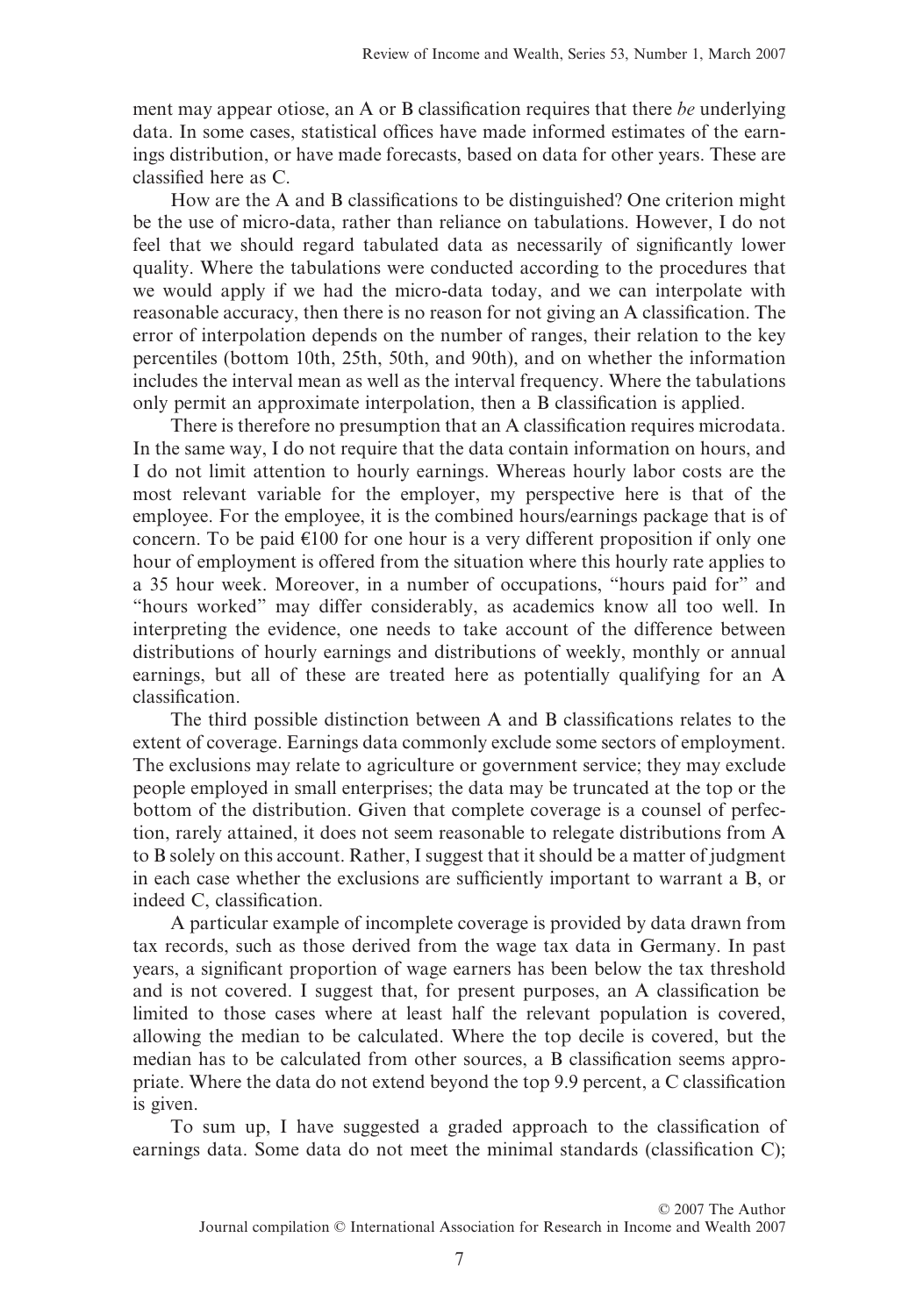ment may appear otiose, an A or B classification requires that there *be* underlying data. In some cases, statistical offices have made informed estimates of the earnings distribution, or have made forecasts, based on data for other years. These are classified here as C.

How are the A and B classifications to be distinguished? One criterion might be the use of micro-data, rather than reliance on tabulations. However, I do not feel that we should regard tabulated data as necessarily of significantly lower quality. Where the tabulations were conducted according to the procedures that we would apply if we had the micro-data today, and we can interpolate with reasonable accuracy, then there is no reason for not giving an A classification. The error of interpolation depends on the number of ranges, their relation to the key percentiles (bottom 10th, 25th, 50th, and 90th), and on whether the information includes the interval mean as well as the interval frequency. Where the tabulations only permit an approximate interpolation, then a B classification is applied.

There is therefore no presumption that an A classification requires microdata. In the same way, I do not require that the data contain information on hours, and I do not limit attention to hourly earnings. Whereas hourly labor costs are the most relevant variable for the employer, my perspective here is that of the employee. For the employee, it is the combined hours/earnings package that is of concern. To be paid €100 for one hour is a very different proposition if only one hour of employment is offered from the situation where this hourly rate applies to a 35 hour week. Moreover, in a number of occupations, "hours paid for" and "hours worked" may differ considerably, as academics know all too well. In interpreting the evidence, one needs to take account of the difference between distributions of hourly earnings and distributions of weekly, monthly or annual earnings, but all of these are treated here as potentially qualifying for an A classification.

The third possible distinction between A and B classifications relates to the extent of coverage. Earnings data commonly exclude some sectors of employment. The exclusions may relate to agriculture or government service; they may exclude people employed in small enterprises; the data may be truncated at the top or the bottom of the distribution. Given that complete coverage is a counsel of perfection, rarely attained, it does not seem reasonable to relegate distributions from A to B solely on this account. Rather, I suggest that it should be a matter of judgment in each case whether the exclusions are sufficiently important to warrant a B, or indeed C, classification.

A particular example of incomplete coverage is provided by data drawn from tax records, such as those derived from the wage tax data in Germany. In past years, a significant proportion of wage earners has been below the tax threshold and is not covered. I suggest that, for present purposes, an A classification be limited to those cases where at least half the relevant population is covered, allowing the median to be calculated. Where the top decile is covered, but the median has to be calculated from other sources, a B classification seems appropriate. Where the data do not extend beyond the top 9.9 percent, a C classification is given.

To sum up, I have suggested a graded approach to the classification of earnings data. Some data do not meet the minimal standards (classification C);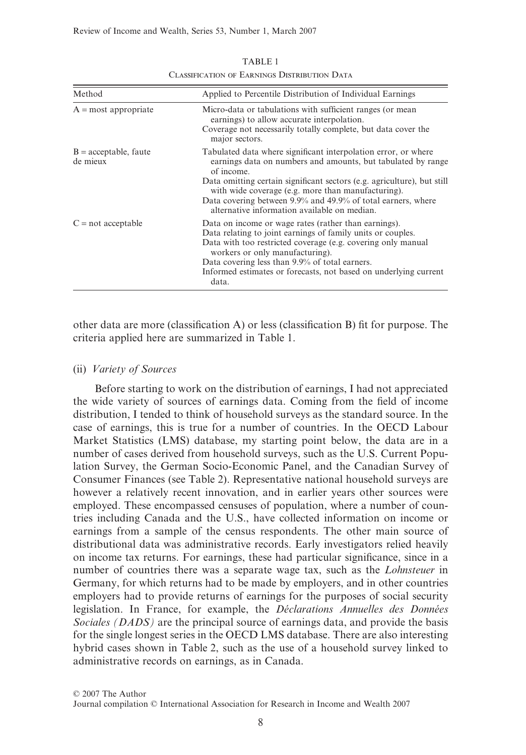TABLE 1

Classification of Earnings Distribution Data

| Method | Applied to Percentile Distribution of Individual Earnings |
|---|---|
| A = most appropriate | Micro-data or tabulations with sufficient ranges (or mean earnings) to allow accurate interpolation.<br>Coverage not necessarily totally complete, but data cover the major sectors. |
| B = acceptable, faute de mieux | Tabulated data where significant interpolation error, or where earnings data on numbers and amounts, but tabulated by range of income.<br>Data omitting certain significant sectors (e.g. agriculture), but still with wide coverage (e.g. more than manufacturing).<br>Data covering between 9.9% and 49.9% of total earners, where alternative information available on median. |
| C = not acceptable | Data on income or wage rates (rather than earnings).<br>Data relating to joint earnings of family units or couples.<br>Data with too restricted coverage (e.g. covering only manual workers or only manufacturing).<br>Data covering less than 9.9% of total earners.<br>Informed estimates or forecasts, not based on underlying current data. |

other data are more (classification A) or less (classification B) fit for purpose. The criteria applied here are summarized in Table 1.

(ii) *Variety of Sources*

Before starting to work on the distribution of earnings, I had not appreciated the wide variety of sources of earnings data. Coming from the field of income distribution, I tended to think of household surveys as the standard source. In the case of earnings, this is true for a number of countries. In the OECD Labour Market Statistics (LMS) database, my starting point below, the data are in a number of cases derived from household surveys, such as the U.S. Current Population Survey, the German Socio-Economic Panel, and the Canadian Survey of Consumer Finances (see Table 2). Representative national household surveys are however a relatively recent innovation, and in earlier years other sources were employed. These encompassed censuses of population, where a number of countries including Canada and the U.S., have collected information on income or earnings from a sample of the census respondents. The other main source of distributional data was administrative records. Early investigators relied heavily on income tax returns. For earnings, these had particular significance, since in a number of countries there was a separate wage tax, such as the *Lohnsteuer* in Germany, for which returns had to be made by employers, and in other countries employers had to provide returns of earnings for the purposes of social security legislation. In France, for example, the *Déclarations Annuelles des Données Sociales (DADS)* are the principal source of earnings data, and provide the basis for the single longest series in the OECD LMS database. There are also interesting hybrid cases shown in Table 2, such as the use of a household survey linked to administrative records on earnings, as in Canada.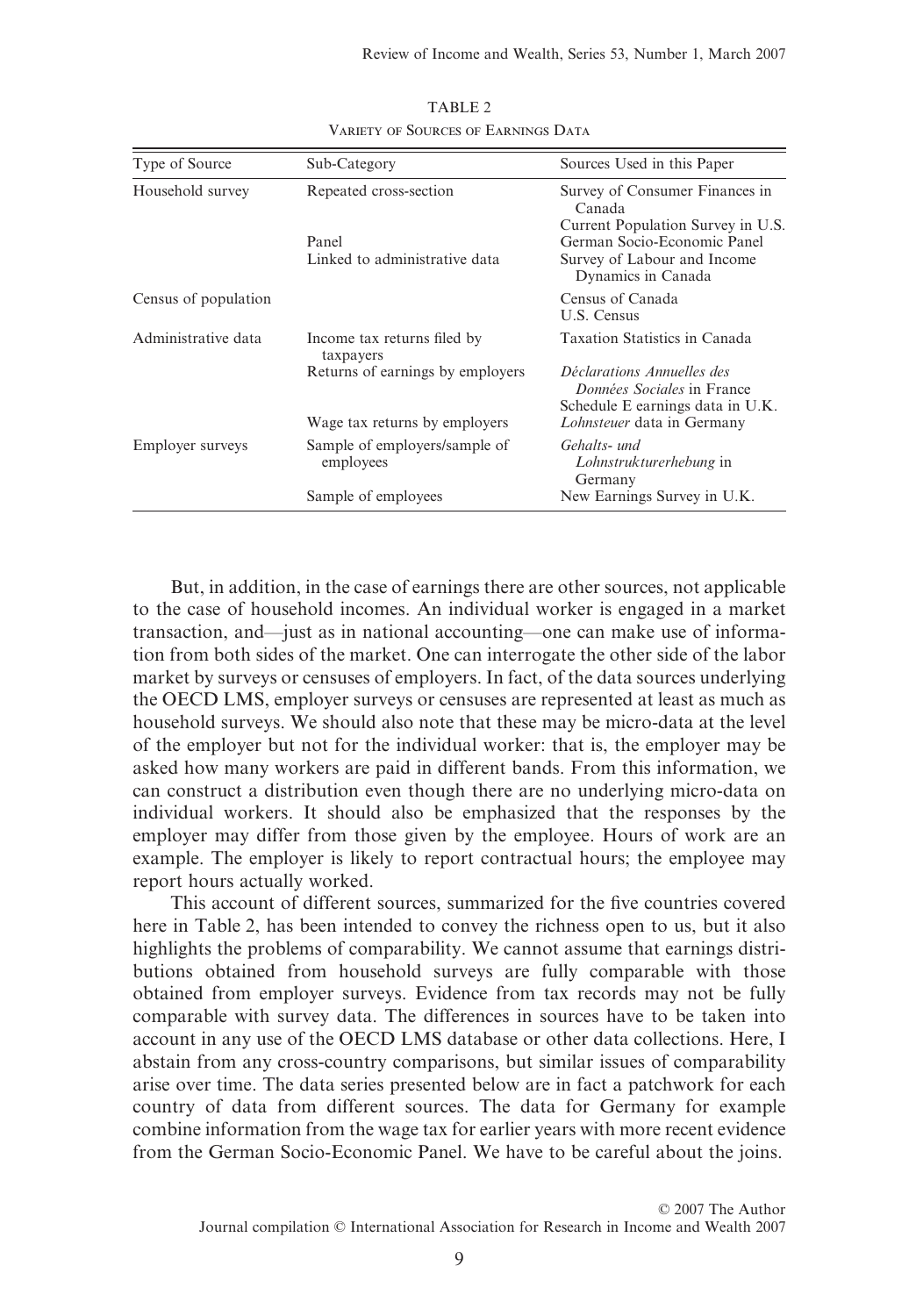TABLE 2

Variety of Sources of Earnings Data

| Type of Source | Sub-Category | Sources Used in this Paper |
|---|---|---|
| Household survey | Repeated cross-section | Survey of Consumer Finances in Canada |
| | | Current Population Survey in U.S. |
| | Panel | German Socio-Economic Panel |
| | Linked to administrative data | Survey of Labour and Income Dynamics in Canada |
| Census of population | | Census of Canada |
| | | U.S. Census |
| Administrative data | Income tax returns filed by taxpayers | Taxation Statistics in Canada |
| | Returns of earnings by employers | *Déclarations Annuelles des Données Sociales* in France |
| | | Schedule E earnings data in U.K. |
| | Wage tax returns by employers | *Lohnsteuer* data in Germany |
| Employer surveys | Sample of employers/sample of employees | *Gehalts- und Lohnstrukturerhebung* in Germany |
| | Sample of employees | New Earnings Survey in U.K. |

But, in addition, in the case of earnings there are other sources, not applicable to the case of household incomes. An individual worker is engaged in a market transaction, and—just as in national accounting—one can make use of information from both sides of the market. One can interrogate the other side of the labor market by surveys or censuses of employers. In fact, of the data sources underlying the OECD LMS, employer surveys or censuses are represented at least as much as household surveys. We should also note that these may be micro-data at the level of the employer but not for the individual worker: that is, the employer may be asked how many workers are paid in different bands. From this information, we can construct a distribution even though there are no underlying micro-data on individual workers. It should also be emphasized that the responses by the employer may differ from those given by the employee. Hours of work are an example. The employer is likely to report contractual hours; the employee may report hours actually worked.

This account of different sources, summarized for the five countries covered here in Table 2, has been intended to convey the richness open to us, but it also highlights the problems of comparability. We cannot assume that earnings distributions obtained from household surveys are fully comparable with those obtained from employer surveys. Evidence from tax records may not be fully comparable with survey data. The differences in sources have to be taken into account in any use of the OECD LMS database or other data collections. Here, I abstain from any cross-country comparisons, but similar issues of comparability arise over time. The data series presented below are in fact a patchwork for each country of data from different sources. The data for Germany for example combine information from the wage tax for earlier years with more recent evidence from the German Socio-Economic Panel. We have to be careful about the joins.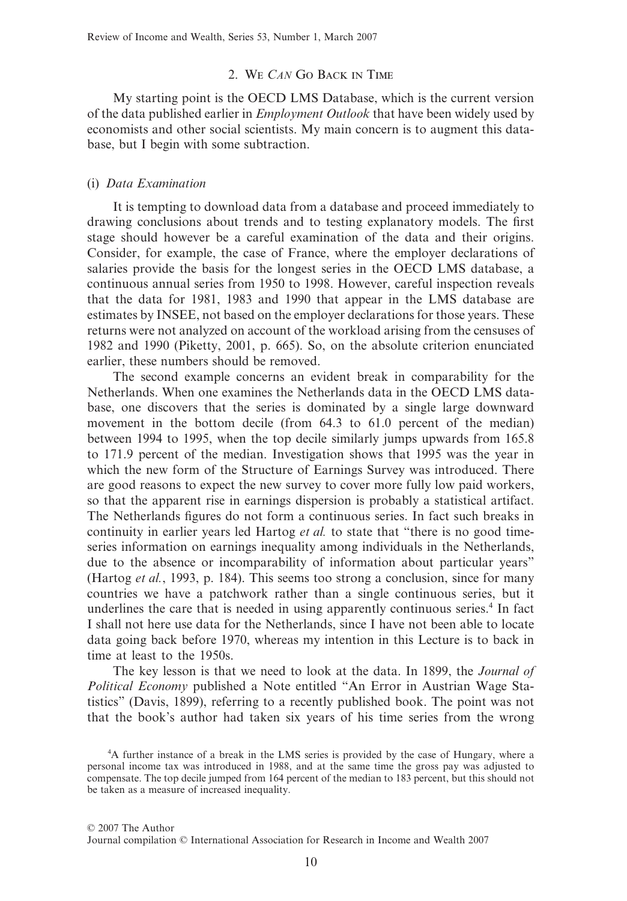## 2. We *Can* Go Back in Time

My starting point is the OECD LMS Database, which is the current version of the data published earlier in *Employment Outlook* that have been widely used by economists and other social scientists. My main concern is to augment this database, but I begin with some subtraction.

### (i) *Data Examination*

It is tempting to download data from a database and proceed immediately to drawing conclusions about trends and to testing explanatory models. The first stage should however be a careful examination of the data and their origins. Consider, for example, the case of France, where the employer declarations of salaries provide the basis for the longest series in the OECD LMS database, a continuous annual series from 1950 to 1998. However, careful inspection reveals that the data for 1981, 1983 and 1990 that appear in the LMS database are estimates by INSEE, not based on the employer declarations for those years. These returns were not analyzed on account of the workload arising from the censuses of 1982 and 1990 (Piketty, 2001, p. 665). So, on the absolute criterion enunciated earlier, these numbers should be removed.

The second example concerns an evident break in comparability for the Netherlands. When one examines the Netherlands data in the OECD LMS database, one discovers that the series is dominated by a single large downward movement in the bottom decile (from 64.3 to 61.0 percent of the median) between 1994 to 1995, when the top decile similarly jumps upwards from 165.8 to 171.9 percent of the median. Investigation shows that 1995 was the year in which the new form of the Structure of Earnings Survey was introduced. There are good reasons to expect the new survey to cover more fully low paid workers, so that the apparent rise in earnings dispersion is probably a statistical artifact. The Netherlands figures do not form a continuous series. In fact such breaks in continuity in earlier years led Hartog *et al.* to state that "there is no good time-series information on earnings inequality among individuals in the Netherlands, due to the absence or incomparability of information about particular years" (Hartog *et al.*, 1993, p. 184). This seems too strong a conclusion, since for many countries we have a patchwork rather than a single continuous series, but it underlines the care that is needed in using apparently continuous series.[4] In fact I shall not here use data for the Netherlands, since I have not been able to locate data going back before 1970, whereas my intention in this Lecture is to back in time at least to the 1950s.

The key lesson is that we need to look at the data. In 1899, the *Journal of Political Economy* published a Note entitled "An Error in Austrian Wage Statistics" (Davis, 1899), referring to a recently published book. The point was not that the book's author had taken six years of his time series from the wrong

[4] A further instance of a break in the LMS series is provided by the case of Hungary, where a personal income tax was introduced in 1988, and at the same time the gross pay was adjusted to compensate. The top decile jumped from 164 percent of the median to 183 percent, but this should not be taken as a measure of increased inequality.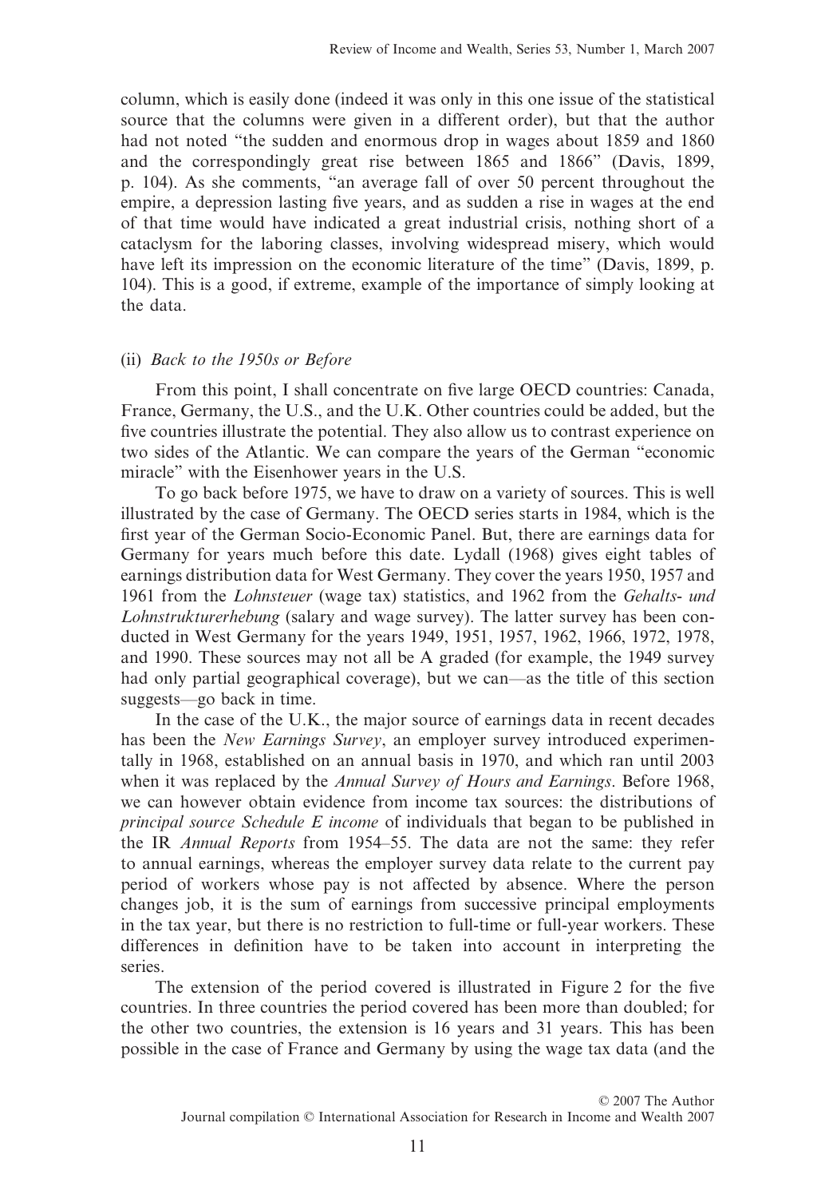column, which is easily done (indeed it was only in this one issue of the statistical source that the columns were given in a different order), but that the author had not noted "the sudden and enormous drop in wages about 1859 and 1860 and the correspondingly great rise between 1865 and 1866" (Davis, 1899, p. 104). As she comments, "an average fall of over 50 percent throughout the empire, a depression lasting five years, and as sudden a rise in wages at the end of that time would have indicated a great industrial crisis, nothing short of a cataclysm for the laboring classes, involving widespread misery, which would have left its impression on the economic literature of the time" (Davis, 1899, p. 104). This is a good, if extreme, example of the importance of simply looking at the data.

### (ii) *Back to the 1950s or Before*

From this point, I shall concentrate on five large OECD countries: Canada, France, Germany, the U.S., and the U.K. Other countries could be added, but the five countries illustrate the potential. They also allow us to contrast experience on two sides of the Atlantic. We can compare the years of the German "economic miracle" with the Eisenhower years in the U.S.

To go back before 1975, we have to draw on a variety of sources. This is well illustrated by the case of Germany. The OECD series starts in 1984, which is the first year of the German Socio-Economic Panel. But, there are earnings data for Germany for years much before this date. Lydall (1968) gives eight tables of earnings distribution data for West Germany. They cover the years 1950, 1957 and 1961 from the *Lohnsteuer* (wage tax) statistics, and 1962 from the *Gehalts- und Lohnstrukturerhebung* (salary and wage survey). The latter survey has been conducted in West Germany for the years 1949, 1951, 1957, 1962, 1966, 1972, 1978, and 1990. These sources may not all be A graded (for example, the 1949 survey had only partial geographical coverage), but we can—as the title of this section suggests—go back in time.

In the case of the U.K., the major source of earnings data in recent decades has been the *New Earnings Survey*, an employer survey introduced experimentally in 1968, established on an annual basis in 1970, and which ran until 2003 when it was replaced by the *Annual Survey of Hours and Earnings*. Before 1968, we can however obtain evidence from income tax sources: the distributions of *principal source Schedule E income* of individuals that began to be published in the IR *Annual Reports* from 1954–55. The data are not the same: they refer to annual earnings, whereas the employer survey data relate to the current pay period of workers whose pay is not affected by absence. Where the person changes job, it is the sum of earnings from successive principal employments in the tax year, but there is no restriction to full-time or full-year workers. These differences in definition have to be taken into account in interpreting the series.

The extension of the period covered is illustrated in Figure 2 for the five countries. In three countries the period covered has been more than doubled; for the other two countries, the extension is 16 years and 31 years. This has been possible in the case of France and Germany by using the wage tax data (and the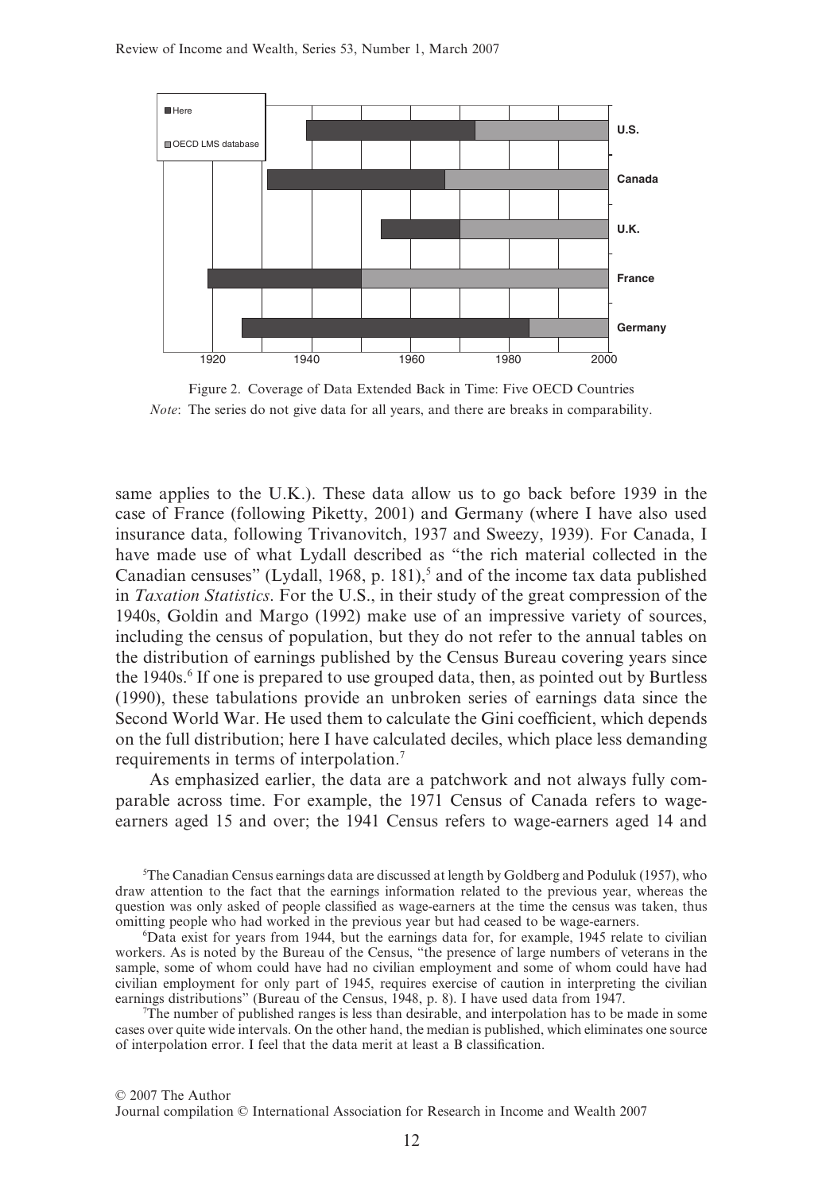Figure 2. Coverage of Data Extended Back in Time: Five OECD Countries

*Note*: The series do not give data for all years, and there are breaks in comparability.

same applies to the U.K.). These data allow us to go back before 1939 in the case of France (following Piketty, 2001) and Germany (where I have also used insurance data, following Trivanovitch, 1937 and Sweezy, 1939). For Canada, I have made use of what Lydall described as "the rich material collected in the Canadian censuses" (Lydall, 1968, p. 181),[5] and of the income tax data published in *Taxation Statistics*. For the U.S., in their study of the great compression of the 1940s, Goldin and Margo (1992) make use of an impressive variety of sources, including the census of population, but they do not refer to the annual tables on the distribution of earnings published by the Census Bureau covering years since the 1940s.[6] If one is prepared to use grouped data, then, as pointed out by Burtless (1990), these tabulations provide an unbroken series of earnings data since the Second World War. He used them to calculate the Gini coefficient, which depends on the full distribution; here I have calculated deciles, which place less demanding requirements in terms of interpolation.[7]

As emphasized earlier, the data are a patchwork and not always fully comparable across time. For example, the 1971 Census of Canada refers to wage-earners aged 15 and over; the 1941 Census refers to wage-earners aged 14 and

[5]The Canadian Census earnings data are discussed at length by Goldberg and Poduluk (1957), who draw attention to the fact that the earnings information related to the previous year, whereas the question was only asked of people classified as wage-earners at the time the census was taken, thus omitting people who had worked in the previous year but had ceased to be wage-earners.

[6]Data exist for years from 1944, but the earnings data for, for example, 1945 relate to civilian workers. As is noted by the Bureau of the Census, "the presence of large numbers of veterans in the sample, some of whom could have had no civilian employment and some of whom could have had civilian employment for only part of 1945, requires exercise of caution in interpreting the civilian earnings distributions" (Bureau of the Census, 1948, p. 8). I have used data from 1947.

[7]The number of published ranges is less than desirable, and interpolation has to be made in some cases over quite wide intervals. On the other hand, the median is published, which eliminates one source of interpolation error. I feel that the data merit at least a B classification.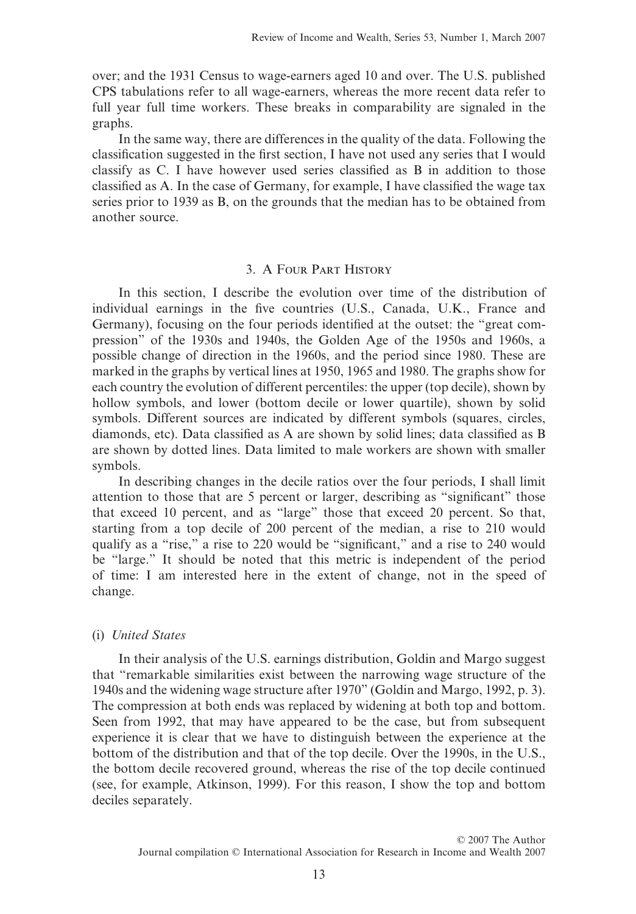over; and the 1931 Census to wage-earners aged 10 and over. The U.S. published CPS tabulations refer to all wage-earners, whereas the more recent data refer to full year full time workers. These breaks in comparability are signaled in the graphs.

In the same way, there are differences in the quality of the data. Following the classification suggested in the first section, I have not used any series that I would classify as C. I have however used series classified as B in addition to those classified as A. In the case of Germany, for example, I have classified the wage tax series prior to 1939 as B, on the grounds that the median has to be obtained from another source.

## 3. A Four Part History

In this section, I describe the evolution over time of the distribution of individual earnings in the five countries (U.S., Canada, U.K., France and Germany), focusing on the four periods identified at the outset: the "great compression" of the 1930s and 1940s, the Golden Age of the 1950s and 1960s, a possible change of direction in the 1960s, and the period since 1980. These are marked in the graphs by vertical lines at 1950, 1965 and 1980. The graphs show for each country the evolution of different percentiles: the upper (top decile), shown by hollow symbols, and lower (bottom decile or lower quartile), shown by solid symbols. Different sources are indicated by different symbols (squares, circles, diamonds, etc). Data classified as A are shown by solid lines; data classified as B are shown by dotted lines. Data limited to male workers are shown with smaller symbols.

In describing changes in the decile ratios over the four periods, I shall limit attention to those that are 5 percent or larger, describing as "significant" those that exceed 10 percent, and as "large" those that exceed 20 percent. So that, starting from a top decile of 200 percent of the median, a rise to 210 would qualify as a "rise," a rise to 220 would be "significant," and a rise to 240 would be "large." It should be noted that this metric is independent of the period of time: I am interested here in the extent of change, not in the speed of change.

### (i) *United States*

In their analysis of the U.S. earnings distribution, Goldin and Margo suggest that "remarkable similarities exist between the narrowing wage structure of the 1940s and the widening wage structure after 1970" (Goldin and Margo, 1992, p. 3). The compression at both ends was replaced by widening at both top and bottom. Seen from 1992, that may have appeared to be the case, but from subsequent experience it is clear that we have to distinguish between the experience at the bottom of the distribution and that of the top decile. Over the 1990s, in the U.S., the bottom decile recovered ground, whereas the rise of the top decile continued (see, for example, Atkinson, 1999). For this reason, I show the top and bottom deciles separately.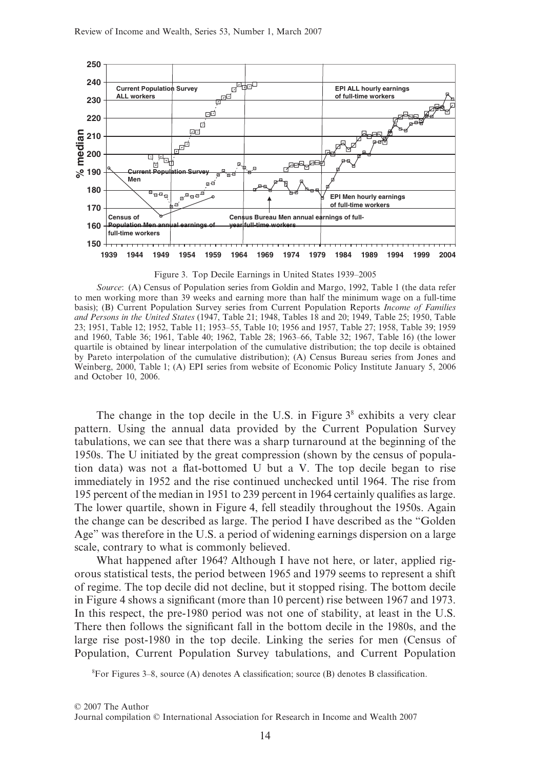Figure 3. Top Decile Earnings in United States 1939–2005

*Source*: (A) Census of Population series from Goldin and Margo, 1992, Table 1 (the data refer to men working more than 39 weeks and earning more than half the minimum wage on a full-time basis); (B) Current Population Survey series from Current Population Reports *Income of Families and Persons in the United States* (1947, Table 21; 1948, Tables 18 and 20; 1949, Table 25; 1950, Table 23; 1951, Table 12; 1952, Table 11; 1953–55, Table 10; 1956 and 1957, Table 27; 1958, Table 39; 1959 and 1960, Table 36; 1961, Table 40; 1962, Table 28; 1963–66, Table 32; 1967, Table 16) (the lower quartile is obtained by linear interpolation of the cumulative distribution; the top decile is obtained by Pareto interpolation of the cumulative distribution); (A) Census Bureau series from Jones and Weinberg, 2000, Table 1; (A) EPI series from website of Economic Policy Institute January 5, 2006 and October 10, 2006.

The change in the top decile in the U.S. in Figure 3[8] exhibits a very clear pattern. Using the annual data provided by the Current Population Survey tabulations, we can see that there was a sharp turnaround at the beginning of the 1950s. The U initiated by the great compression (shown by the census of population data) was not a flat-bottomed U but a V. The top decile began to rise immediately in 1952 and the rise continued unchecked until 1964. The rise from 195 percent of the median in 1951 to 239 percent in 1964 certainly qualifies as large. The lower quartile, shown in Figure 4, fell steadily throughout the 1950s. Again the change can be described as large. The period I have described as the "Golden Age" was therefore in the U.S. a period of widening earnings dispersion on a large scale, contrary to what is commonly believed.

What happened after 1964? Although I have not here, or later, applied rigorous statistical tests, the period between 1965 and 1979 seems to represent a shift of regime. The top decile did not decline, but it stopped rising. The bottom decile in Figure 4 shows a significant (more than 10 percent) rise between 1967 and 1973. In this respect, the pre-1980 period was not one of stability, at least in the U.S. There then follows the significant fall in the bottom decile in the 1980s, and the large rise post-1980 in the top decile. Linking the series for men (Census of Population, Current Population Survey tabulations, and Current Population

[8]For Figures 3–8, source (A) denotes A classification; source (B) denotes B classification.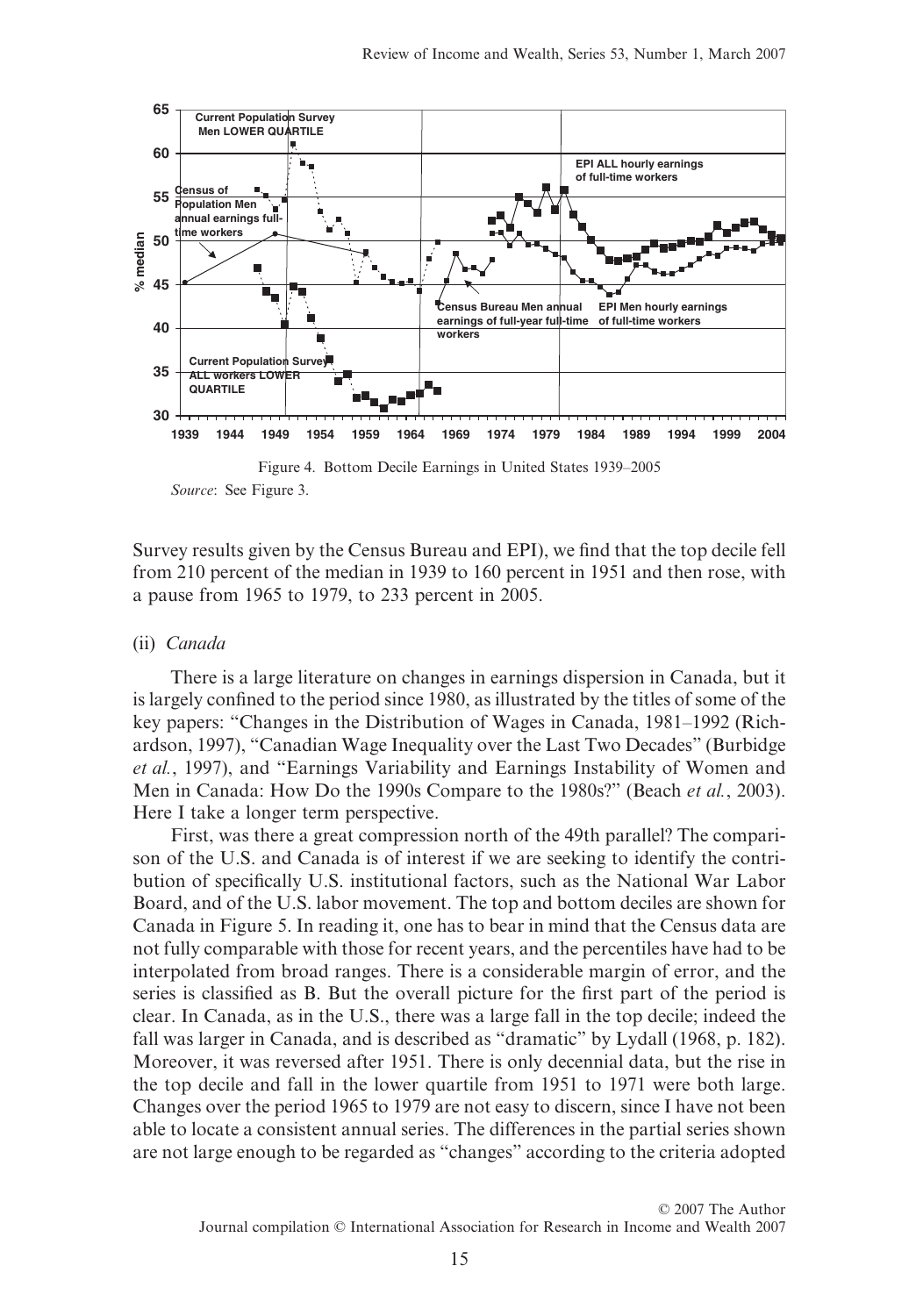Figure 4. Bottom Decile Earnings in United States 1939–2005

*Source*: See Figure 3.

Survey results given by the Census Bureau and EPI), we find that the top decile fell from 210 percent of the median in 1939 to 160 percent in 1951 and then rose, with a pause from 1965 to 1979, to 233 percent in 2005.

### (ii) *Canada*

There is a large literature on changes in earnings dispersion in Canada, but it is largely confined to the period since 1980, as illustrated by the titles of some of the key papers: "Changes in the Distribution of Wages in Canada, 1981–1992 (Richardson, 1997), "Canadian Wage Inequality over the Last Two Decades" (Burbidge *et al.*, 1997), and "Earnings Variability and Earnings Instability of Women and Men in Canada: How Do the 1990s Compare to the 1980s?" (Beach *et al.*, 2003). Here I take a longer term perspective.

First, was there a great compression north of the 49th parallel? The comparison of the U.S. and Canada is of interest if we are seeking to identify the contribution of specifically U.S. institutional factors, such as the National War Labor Board, and of the U.S. labor movement. The top and bottom deciles are shown for Canada in Figure 5. In reading it, one has to bear in mind that the Census data are not fully comparable with those for recent years, and the percentiles have had to be interpolated from broad ranges. There is a considerable margin of error, and the series is classified as B. But the overall picture for the first part of the period is clear. In Canada, as in the U.S., there was a large fall in the top decile; indeed the fall was larger in Canada, and is described as "dramatic" by Lydall (1968, p. 182). Moreover, it was reversed after 1951. There is only decennial data, but the rise in the top decile and fall in the lower quartile from 1951 to 1971 were both large. Changes over the period 1965 to 1979 are not easy to discern, since I have not been able to locate a consistent annual series. The differences in the partial series shown are not large enough to be regarded as "changes" according to the criteria adopted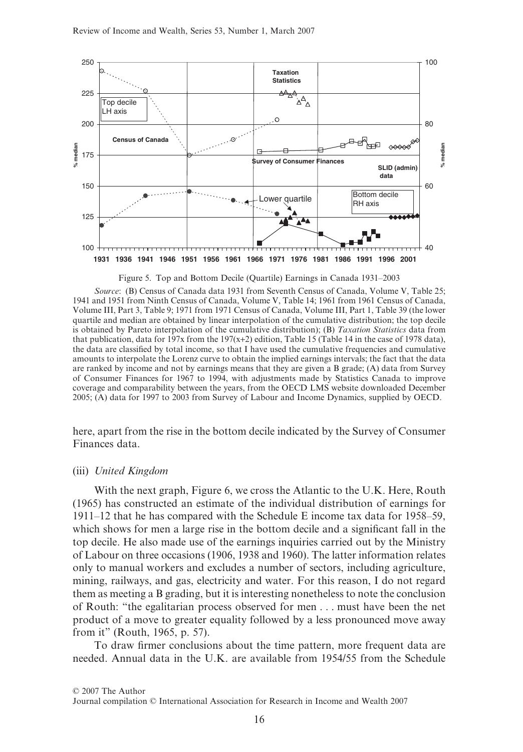Figure 5. Top and Bottom Decile (Quartile) Earnings in Canada 1931–2003

*Source*: (B) Census of Canada data 1931 from Seventh Census of Canada, Volume V, Table 25; 1941 and 1951 from Ninth Census of Canada, Volume V, Table 14; 1961 from 1961 Census of Canada, Volume III, Part 3, Table 9; 1971 from 1971 Census of Canada, Volume III, Part 1, Table 39 (the lower quartile and median are obtained by linear interpolation of the cumulative distribution; the top decile is obtained by Pareto interpolation of the cumulative distribution); (B) *Taxation Statistics* data from that publication, data for 197x from the 197(x+2) edition, Table 15 (Table 14 in the case of 1978 data), the data are classified by total income, so that I have used the cumulative frequencies and cumulative amounts to interpolate the Lorenz curve to obtain the implied earnings intervals; the fact that the data are ranked by income and not by earnings means that they are given a B grade; (A) data from Survey of Consumer Finances for 1967 to 1994, with adjustments made by Statistics Canada to improve coverage and comparability between the years, from the OECD LMS website downloaded December 2005; (A) data for 1997 to 2003 from Survey of Labour and Income Dynamics, supplied by OECD.

here, apart from the rise in the bottom decile indicated by the Survey of Consumer Finances data.

### (iii) *United Kingdom*

With the next graph, Figure 6, we cross the Atlantic to the U.K. Here, Routh (1965) has constructed an estimate of the individual distribution of earnings for 1911–12 that he has compared with the Schedule E income tax data for 1958–59, which shows for men a large rise in the bottom decile and a significant fall in the top decile. He also made use of the earnings inquiries carried out by the Ministry of Labour on three occasions (1906, 1938 and 1960). The latter information relates only to manual workers and excludes a number of sectors, including agriculture, mining, railways, and gas, electricity and water. For this reason, I do not regard them as meeting a B grading, but it is interesting nonetheless to note the conclusion of Routh: "the egalitarian process observed for men . . . must have been the net product of a move to greater equality followed by a less pronounced move away from it" (Routh, 1965, p. 57).

To draw firmer conclusions about the time pattern, more frequent data are needed. Annual data in the U.K. are available from 1954/55 from the Schedule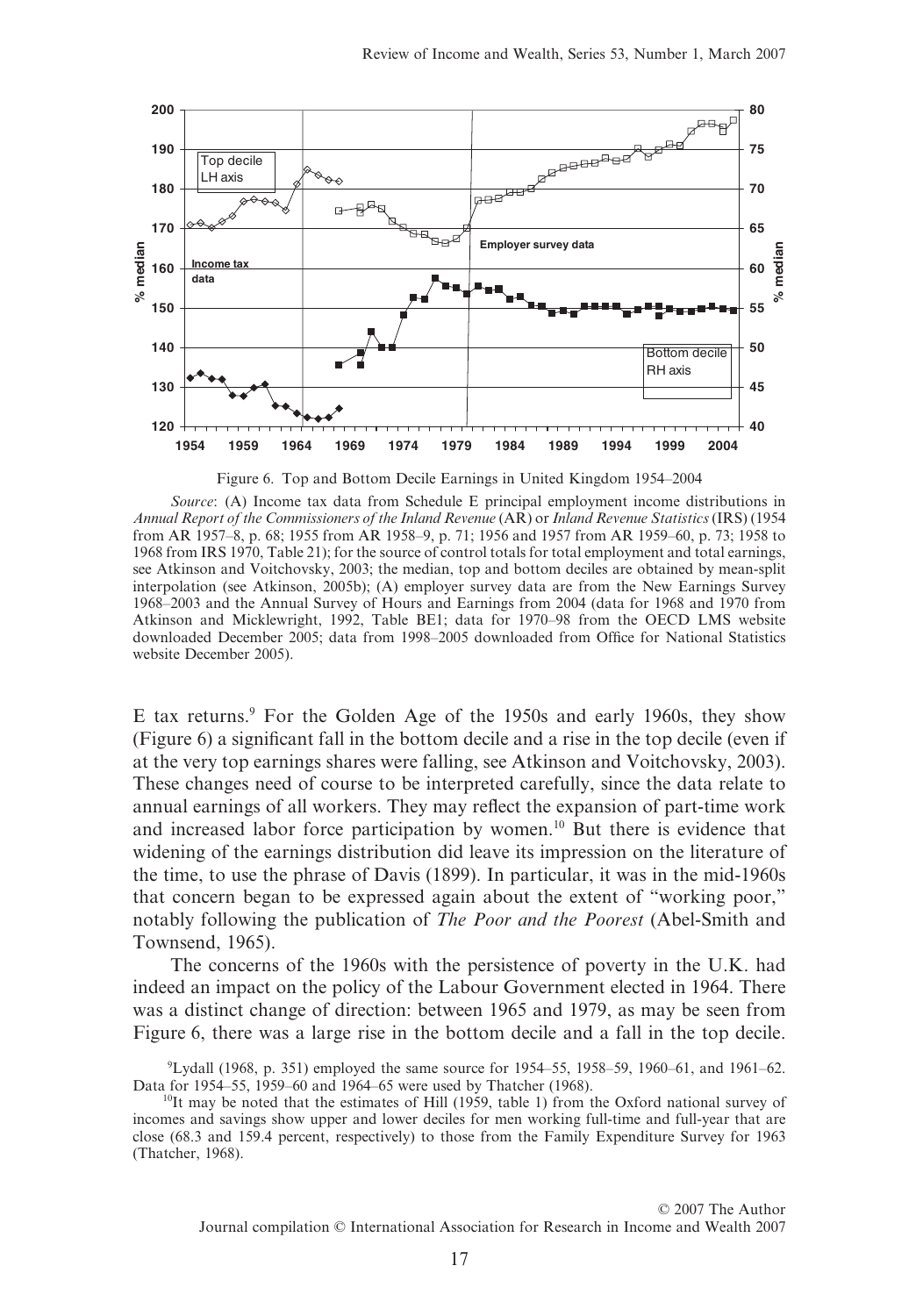Figure 6. Top and Bottom Decile Earnings in United Kingdom 1954–2004

*Source*: (A) Income tax data from Schedule E principal employment income distributions in *Annual Report of the Commissioners of the Inland Revenue* (AR) or *Inland Revenue Statistics* (IRS) (1954 from AR 1957–8, p. 68; 1955 from AR 1958–9, p. 71; 1956 and 1957 from AR 1959–60, p. 73; 1958 to 1968 from IRS 1970, Table 21); for the source of control totals for total employment and total earnings, see Atkinson and Voitchovsky, 2003; the median, top and bottom deciles are obtained by mean-split interpolation (see Atkinson, 2005b); (A) employer survey data are from the New Earnings Survey 1968–2003 and the Annual Survey of Hours and Earnings from 2004 (data for 1968 and 1970 from Atkinson and Micklewright, 1992, Table BE1; data for 1970–98 from the OECD LMS website downloaded December 2005; data from 1998–2005 downloaded from Office for National Statistics website December 2005).

E tax returns.[9] For the Golden Age of the 1950s and early 1960s, they show (Figure 6) a significant fall in the bottom decile and a rise in the top decile (even if at the very top earnings shares were falling, see Atkinson and Voitchovsky, 2003). These changes need of course to be interpreted carefully, since the data relate to annual earnings of all workers. They may reflect the expansion of part-time work and increased labor force participation by women.[10] But there is evidence that widening of the earnings distribution did leave its impression on the literature of the time, to use the phrase of Davis (1899). In particular, it was in the mid-1960s that concern began to be expressed again about the extent of "working poor," notably following the publication of *The Poor and the Poorest* (Abel-Smith and Townsend, 1965).

The concerns of the 1960s with the persistence of poverty in the U.K. had indeed an impact on the policy of the Labour Government elected in 1964. There was a distinct change of direction: between 1965 and 1979, as may be seen from Figure 6, there was a large rise in the bottom decile and a fall in the top decile.

[9]Lydall (1968, p. 351) employed the same source for 1954–55, 1958–59, 1960–61, and 1961–62. Data for 1954–55, 1959–60 and 1964–65 were used by Thatcher (1968).

[10]It may be noted that the estimates of Hill (1959, table 1) from the Oxford national survey of incomes and savings show upper and lower deciles for men working full-time and full-year that are close (68.3 and 159.4 percent, respectively) to those from the Family Expenditure Survey for 1963 (Thatcher, 1968).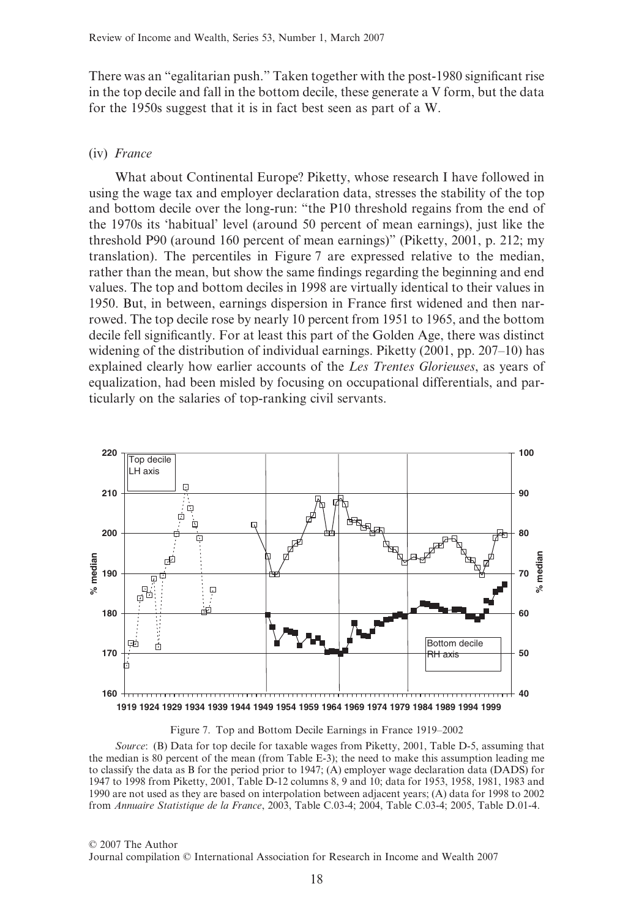There was an "egalitarian push." Taken together with the post-1980 significant rise in the top decile and fall in the bottom decile, these generate a V form, but the data for the 1950s suggest that it is in fact best seen as part of a W.

### (iv) *France*

What about Continental Europe? Piketty, whose research I have followed in using the wage tax and employer declaration data, stresses the stability of the top and bottom decile over the long-run: "the P10 threshold regains from the end of the 1970s its 'habitual' level (around 50 percent of mean earnings), just like the threshold P90 (around 160 percent of mean earnings)" (Piketty, 2001, p. 212; my translation). The percentiles in Figure 7 are expressed relative to the median, rather than the mean, but show the same findings regarding the beginning and end values. The top and bottom deciles in 1998 are virtually identical to their values in 1950. But, in between, earnings dispersion in France first widened and then narrowed. The top decile rose by nearly 10 percent from 1951 to 1965, and the bottom decile fell significantly. For at least this part of the Golden Age, there was distinct widening of the distribution of individual earnings. Piketty (2001, pp. 207–10) has explained clearly how earlier accounts of the *Les Trentes Glorieuses*, as years of equalization, had been misled by focusing on occupational differentials, and particularly on the salaries of top-ranking civil servants.

Figure 7. Top and Bottom Decile Earnings in France 1919–2002

*Source*: (B) Data for top decile for taxable wages from Piketty, 2001, Table D-5, assuming that the median is 80 percent of the mean (from Table E-3); the need to make this assumption leading me to classify the data as B for the period prior to 1947; (A) employer wage declaration data (DADS) for 1947 to 1998 from Piketty, 2001, Table D-12 columns 8, 9 and 10; data for 1953, 1958, 1981, 1983 and 1990 are not used as they are based on interpolation between adjacent years; (A) data for 1998 to 2002 from *Annuaire Statistique de la France*, 2003, Table C.03-4; 2004, Table C.03-4; 2005, Table D.01-4.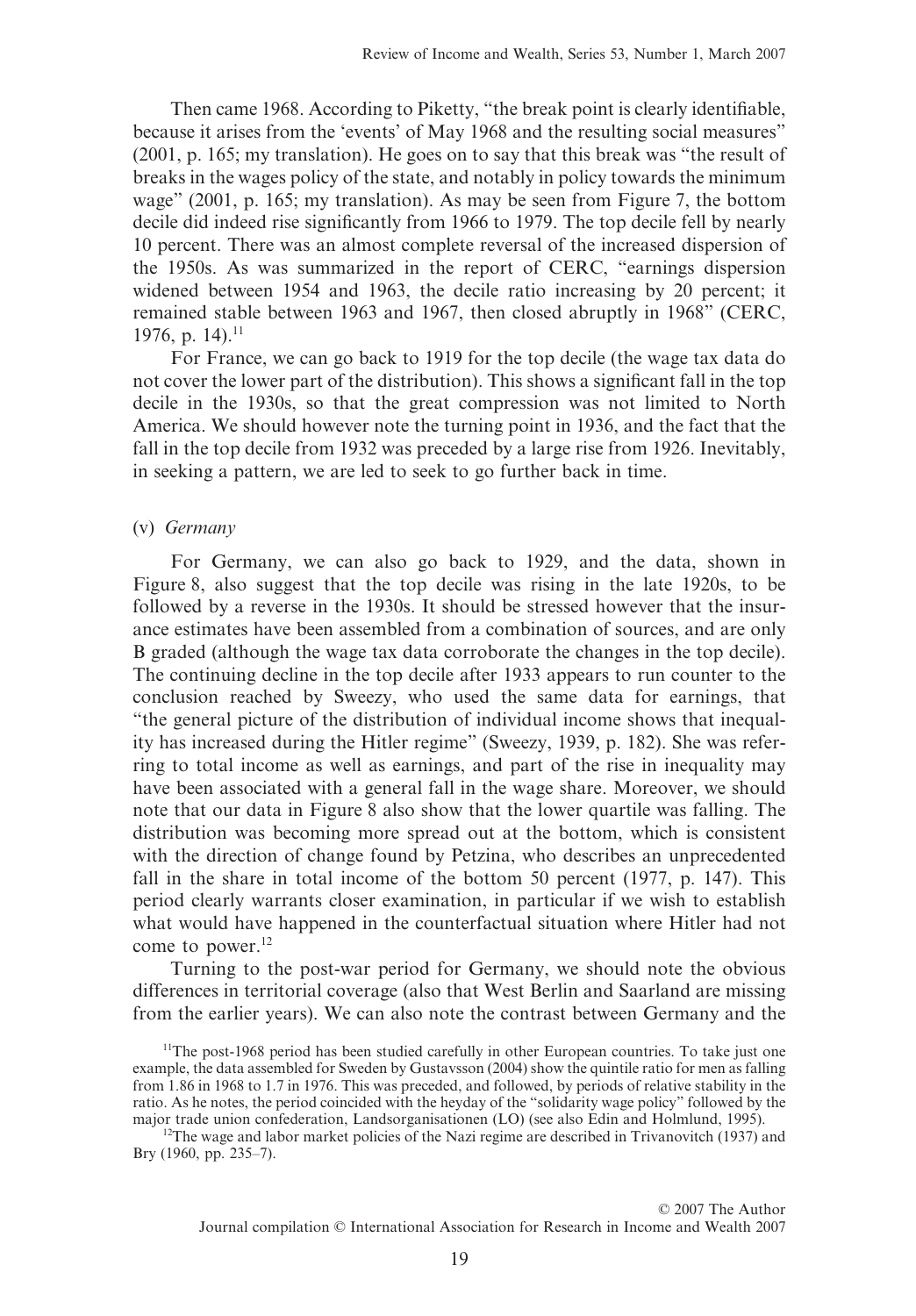Then came 1968. According to Piketty, "the break point is clearly identifiable, because it arises from the 'events' of May 1968 and the resulting social measures" (2001, p. 165; my translation). He goes on to say that this break was "the result of breaks in the wages policy of the state, and notably in policy towards the minimum wage" (2001, p. 165; my translation). As may be seen from Figure 7, the bottom decile did indeed rise significantly from 1966 to 1979. The top decile fell by nearly 10 percent. There was an almost complete reversal of the increased dispersion of the 1950s. As was summarized in the report of CERC, "earnings dispersion widened between 1954 and 1963, the decile ratio increasing by 20 percent; it remained stable between 1963 and 1967, then closed abruptly in 1968" (CERC, 1976, p. 14).[11]

For France, we can go back to 1919 for the top decile (the wage tax data do not cover the lower part of the distribution). This shows a significant fall in the top decile in the 1930s, so that the great compression was not limited to North America. We should however note the turning point in 1936, and the fact that the fall in the top decile from 1932 was preceded by a large rise from 1926. Inevitably, in seeking a pattern, we are led to seek to go further back in time.

### (v) *Germany*

For Germany, we can also go back to 1929, and the data, shown in Figure 8, also suggest that the top decile was rising in the late 1920s, to be followed by a reverse in the 1930s. It should be stressed however that the insurance estimates have been assembled from a combination of sources, and are only B graded (although the wage tax data corroborate the changes in the top decile). The continuing decline in the top decile after 1933 appears to run counter to the conclusion reached by Sweezy, who used the same data for earnings, that "the general picture of the distribution of individual income shows that inequality has increased during the Hitler regime" (Sweezy, 1939, p. 182). She was referring to total income as well as earnings, and part of the rise in inequality may have been associated with a general fall in the wage share. Moreover, we should note that our data in Figure 8 also show that the lower quartile was falling. The distribution was becoming more spread out at the bottom, which is consistent with the direction of change found by Petzina, who describes an unprecedented fall in the share in total income of the bottom 50 percent (1977, p. 147). This period clearly warrants closer examination, in particular if we wish to establish what would have happened in the counterfactual situation where Hitler had not come to power.[12]

Turning to the post-war period for Germany, we should note the obvious differences in territorial coverage (also that West Berlin and Saarland are missing from the earlier years). We can also note the contrast between Germany and the

[11]The post-1968 period has been studied carefully in other European countries. To take just one example, the data assembled for Sweden by Gustavsson (2004) show the quintile ratio for men as falling from 1.86 in 1968 to 1.7 in 1976. This was preceded, and followed, by periods of relative stability in the ratio. As he notes, the period coincided with the heyday of the "solidarity wage policy" followed by the major trade union confederation, Landsorganisationen (LO) (see also Edin and Holmlund, 1995).

[12]The wage and labor market policies of the Nazi regime are described in Trivanovitch (1937) and Bry (1960, pp. 235–7).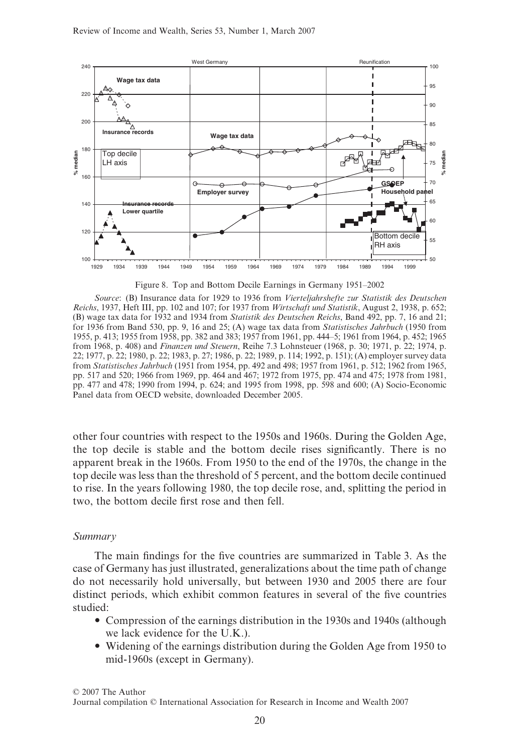Figure 8. Top and Bottom Decile Earnings in Germany 1951–2002

*Source*: (B) Insurance data for 1929 to 1936 from *Vierteljahrshefte zur Statistik des Deutschen Reichs*, 1937, Heft III, pp. 102 and 107; for 1937 from *Wirtschaft und Statistik*, August 2, 1938, p. 652; (B) wage tax data for 1932 and 1934 from *Statistik des Deutschen Reichs*, Band 492, pp. 7, 16 and 21; for 1936 from Band 530, pp. 9, 16 and 25; (A) wage tax data from *Statistisches Jahrbuch* (1950 from 1955, p. 413; 1955 from 1958, pp. 382 and 383; 1957 from 1961, pp. 444–5; 1961 from 1964, p. 452; 1965 from 1968, p. 408) and *Finanzen und Steuern*, Reihe 7.3 Lohnsteuer (1968, p. 30; 1971, p. 22; 1974, p. 22; 1977, p. 22; 1980, p. 22; 1983, p. 27; 1986, p. 22; 1989, p. 114; 1992, p. 151); (A) employer survey data from *Statistisches Jahrbuch* (1951 from 1954, pp. 492 and 498; 1957 from 1961, p. 512; 1962 from 1965, pp. 517 and 520; 1966 from 1969, pp. 464 and 467; 1972 from 1975, pp. 474 and 475; 1978 from 1981, pp. 477 and 478; 1990 from 1994, p. 624; and 1995 from 1998, pp. 598 and 600; (A) Socio-Economic Panel data from OECD website, downloaded December 2005.

other four countries with respect to the 1950s and 1960s. During the Golden Age, the top decile is stable and the bottom decile rises significantly. There is no apparent break in the 1960s. From 1950 to the end of the 1970s, the change in the top decile was less than the threshold of 5 percent, and the bottom decile continued to rise. In the years following 1980, the top decile rose, and, splitting the period in two, the bottom decile first rose and then fell.

*Summary*

The main findings for the five countries are summarized in Table 3. As the case of Germany has just illustrated, generalizations about the time path of change do not necessarily hold universally, but between 1930 and 2005 there are four distinct periods, which exhibit common features in several of the five countries studied:

- Compression of the earnings distribution in the 1930s and 1940s (although we lack evidence for the U.K.).
- Widening of the earnings distribution during the Golden Age from 1950 to mid-1960s (except in Germany).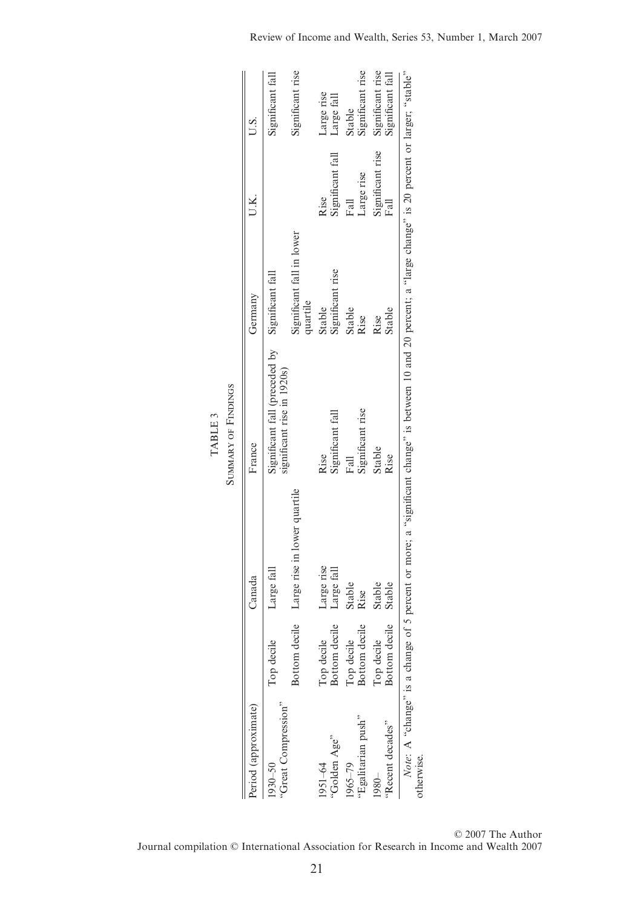TABLE 3

Summary of Findings

| Period (approximate) | | Canada | France | Germany | U.K. | U.S. |
|---|---|---|---|---|---|---|
| 1930–50 "Great Compression" | Top decile | Large fall | Significant fall (preceded by significant rise in 1920s) | Significant fall | | Significant fall |
| | Bottom decile | Large rise in lower quartile | | Significant fall in lower quartile | | Significant rise |
| 1951–64 "Golden Age" | Top decile | Large rise | Rise | Stable | Rise | Large rise |
| | Bottom decile | Large fall | Significant fall | Significant rise | Significant fall | Large fall |
| 1965–79 "Egalitarian push" | Top decile | Stable | Fall | Stable | Fall | Stable |
| | Bottom decile | Rise | Significant rise | Rise | Large rise | Significant rise |
| 1980– "Recent decades" | Top decile | Stable | Stable | Rise | Significant rise | Significant rise |
| | Bottom decile | Stable | Rise | Stable | Fall | Significant fall |

*Note*: A "change" is a change of 5 percent or more; a "significant change" is between 10 and 20 percent; a "large change" is 20 percent or larger; "stable" otherwise.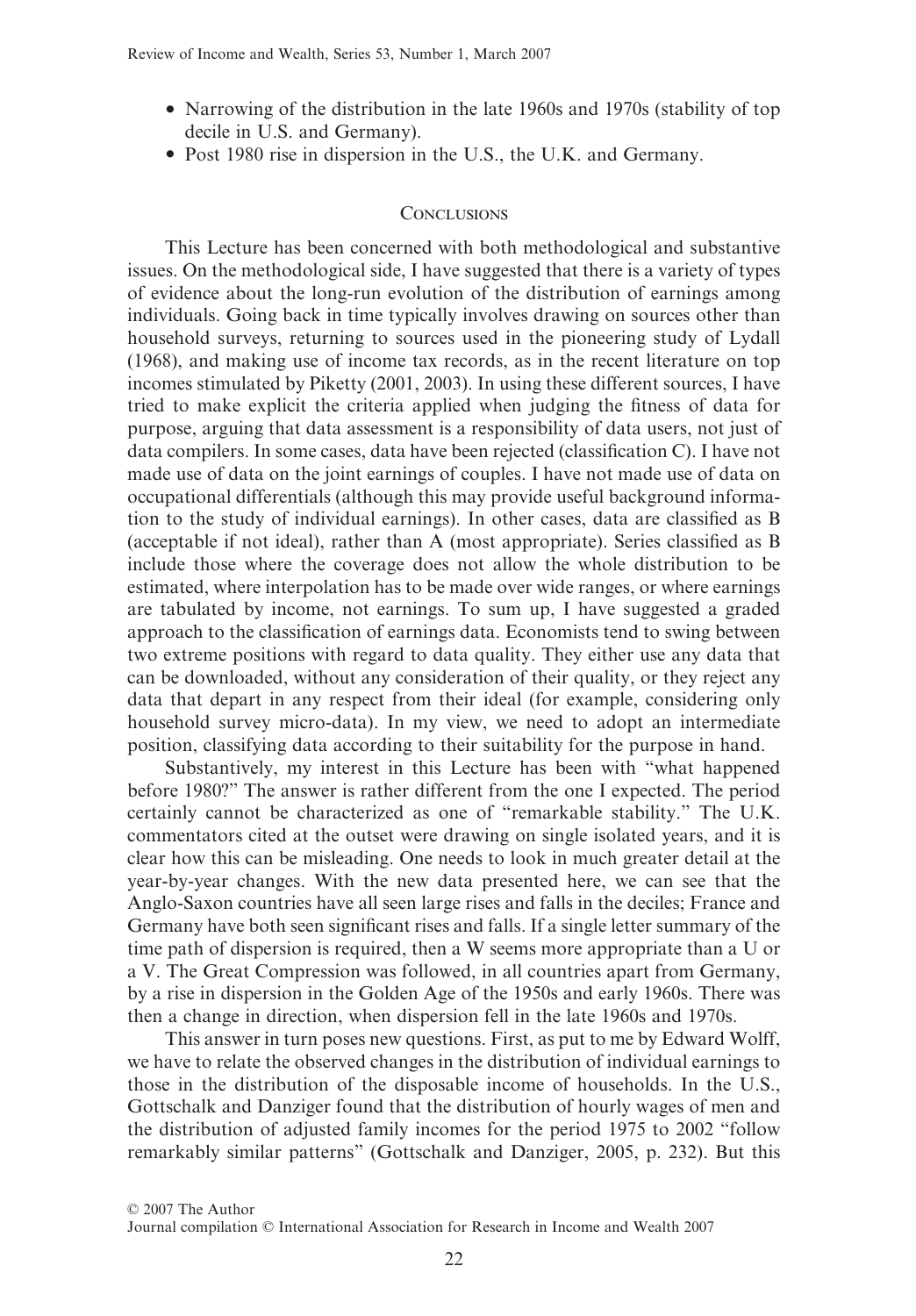- Narrowing of the distribution in the late 1960s and 1970s (stability of top decile in U.S. and Germany).
- Post 1980 rise in dispersion in the U.S., the U.K. and Germany.

## Conclusions

This Lecture has been concerned with both methodological and substantive issues. On the methodological side, I have suggested that there is a variety of types of evidence about the long-run evolution of the distribution of earnings among individuals. Going back in time typically involves drawing on sources other than household surveys, returning to sources used in the pioneering study of Lydall (1968), and making use of income tax records, as in the recent literature on top incomes stimulated by Piketty (2001, 2003). In using these different sources, I have tried to make explicit the criteria applied when judging the fitness of data for purpose, arguing that data assessment is a responsibility of data users, not just of data compilers. In some cases, data have been rejected (classification C). I have not made use of data on the joint earnings of couples. I have not made use of data on occupational differentials (although this may provide useful background information to the study of individual earnings). In other cases, data are classified as B (acceptable if not ideal), rather than A (most appropriate). Series classified as B include those where the coverage does not allow the whole distribution to be estimated, where interpolation has to be made over wide ranges, or where earnings are tabulated by income, not earnings. To sum up, I have suggested a graded approach to the classification of earnings data. Economists tend to swing between two extreme positions with regard to data quality. They either use any data that can be downloaded, without any consideration of their quality, or they reject any data that depart in any respect from their ideal (for example, considering only household survey micro-data). In my view, we need to adopt an intermediate position, classifying data according to their suitability for the purpose in hand.

Substantively, my interest in this Lecture has been with "what happened before 1980?" The answer is rather different from the one I expected. The period certainly cannot be characterized as one of "remarkable stability." The U.K. commentators cited at the outset were drawing on single isolated years, and it is clear how this can be misleading. One needs to look in much greater detail at the year-by-year changes. With the new data presented here, we can see that the Anglo-Saxon countries have all seen large rises and falls in the deciles; France and Germany have both seen significant rises and falls. If a single letter summary of the time path of dispersion is required, then a W seems more appropriate than a U or a V. The Great Compression was followed, in all countries apart from Germany, by a rise in dispersion in the Golden Age of the 1950s and early 1960s. There was then a change in direction, when dispersion fell in the late 1960s and 1970s.

This answer in turn poses new questions. First, as put to me by Edward Wolff, we have to relate the observed changes in the distribution of individual earnings to those in the distribution of the disposable income of households. In the U.S., Gottschalk and Danziger found that the distribution of hourly wages of men and the distribution of adjusted family incomes for the period 1975 to 2002 "follow remarkably similar patterns" (Gottschalk and Danziger, 2005, p. 232). But this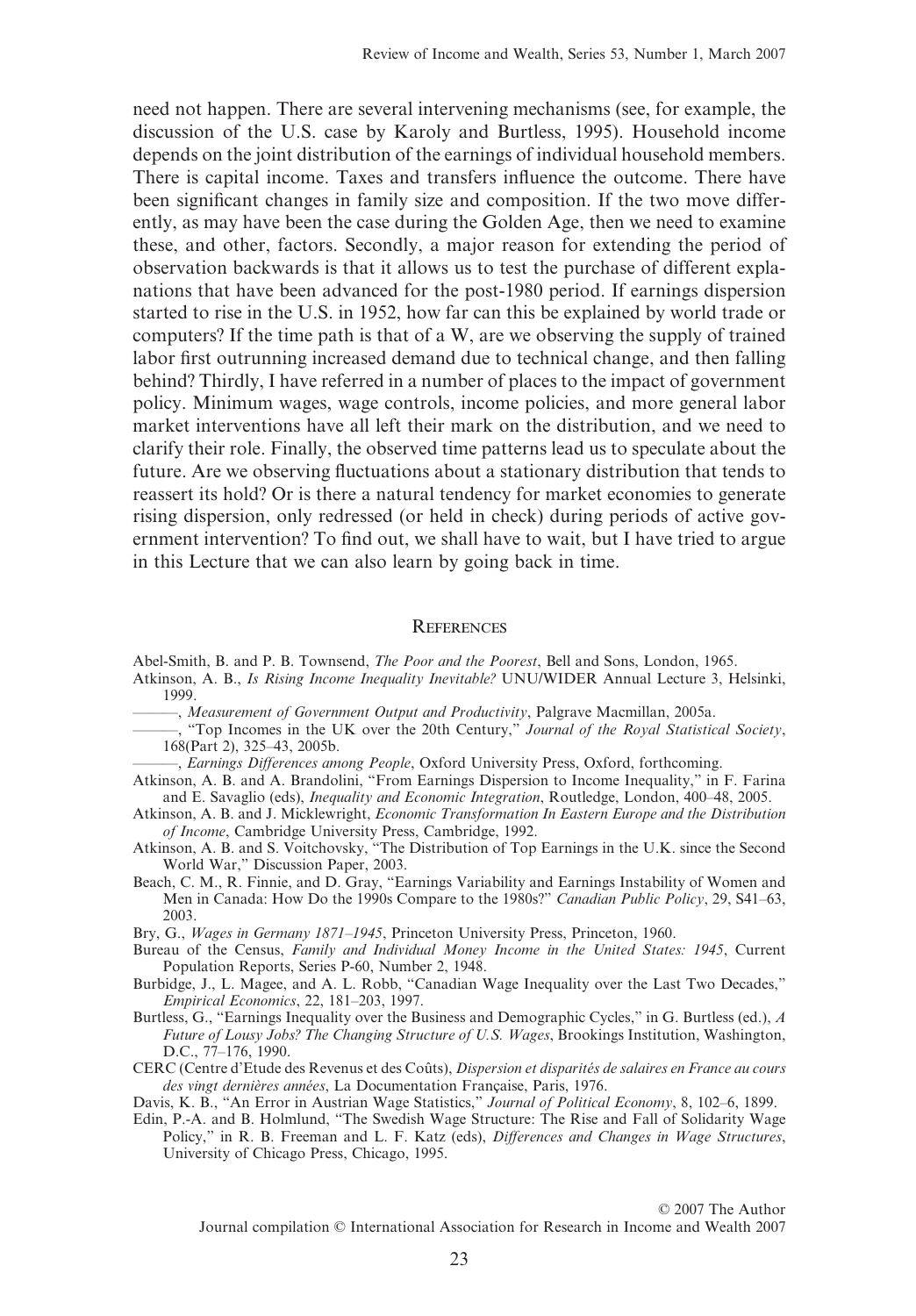need not happen. There are several intervening mechanisms (see, for example, the discussion of the U.S. case by Karoly and Burtless, 1995). Household income depends on the joint distribution of the earnings of individual household members. There is capital income. Taxes and transfers influence the outcome. There have been significant changes in family size and composition. If the two move differently, as may have been the case during the Golden Age, then we need to examine these, and other, factors. Secondly, a major reason for extending the period of observation backwards is that it allows us to test the purchase of different explanations that have been advanced for the post-1980 period. If earnings dispersion started to rise in the U.S. in 1952, how far can this be explained by world trade or computers? If the time path is that of a W, are we observing the supply of trained labor first outrunning increased demand due to technical change, and then falling behind? Thirdly, I have referred in a number of places to the impact of government policy. Minimum wages, wage controls, income policies, and more general labor market interventions have all left their mark on the distribution, and we need to clarify their role. Finally, the observed time patterns lead us to speculate about the future. Are we observing fluctuations about a stationary distribution that tends to reassert its hold? Or is there a natural tendency for market economies to generate rising dispersion, only redressed (or held in check) during periods of active government intervention? To find out, we shall have to wait, but I have tried to argue in this Lecture that we can also learn by going back in time.

## References

Abel-Smith, B. and P. B. Townsend, *The Poor and the Poorest*, Bell and Sons, London, 1965.

Atkinson, A. B., *Is Rising Income Inequality Inevitable?* UNU/WIDER Annual Lecture 3, Helsinki, 1999.

———, *Measurement of Government Output and Productivity*, Palgrave Macmillan, 2005a.

———, "Top Incomes in the UK over the 20th Century," *Journal of the Royal Statistical Society*, 168(Part 2), 325–43, 2005b.

———, *Earnings Differences among People*, Oxford University Press, Oxford, forthcoming.

Atkinson, A. B. and A. Brandolini, "From Earnings Dispersion to Income Inequality," in F. Farina and E. Savaglio (eds), *Inequality and Economic Integration*, Routledge, London, 400–48, 2005.

Atkinson, A. B. and J. Micklewright, *Economic Transformation In Eastern Europe and the Distribution of Income*, Cambridge University Press, Cambridge, 1992.

Atkinson, A. B. and S. Voitchovsky, "The Distribution of Top Earnings in the U.K. since the Second World War," Discussion Paper, 2003.

Beach, C. M., R. Finnie, and D. Gray, "Earnings Variability and Earnings Instability of Women and Men in Canada: How Do the 1990s Compare to the 1980s?" *Canadian Public Policy*, 29, S41–63, 2003.

Bry, G., *Wages in Germany 1871–1945*, Princeton University Press, Princeton, 1960.

Bureau of the Census, *Family and Individual Money Income in the United States: 1945*, Current Population Reports, Series P-60, Number 2, 1948.

Burbidge, J., L. Magee, and A. L. Robb, "Canadian Wage Inequality over the Last Two Decades," *Empirical Economics*, 22, 181–203, 1997.

Burtless, G., "Earnings Inequality over the Business and Demographic Cycles," in G. Burtless (ed.), *A Future of Lousy Jobs? The Changing Structure of U.S. Wages*, Brookings Institution, Washington, D.C., 77–176, 1990.

CERC (Centre d'Etude des Revenus et des Coûts), *Dispersion et disparités de salaires en France au cours des vingt dernières années*, La Documentation Française, Paris, 1976.

Davis, K. B., "An Error in Austrian Wage Statistics," *Journal of Political Economy*, 8, 102–6, 1899.

Edin, P.-A. and B. Holmlund, "The Swedish Wage Structure: The Rise and Fall of Solidarity Wage Policy," in R. B. Freeman and L. F. Katz (eds), *Differences and Changes in Wage Structures*, University of Chicago Press, Chicago, 1995.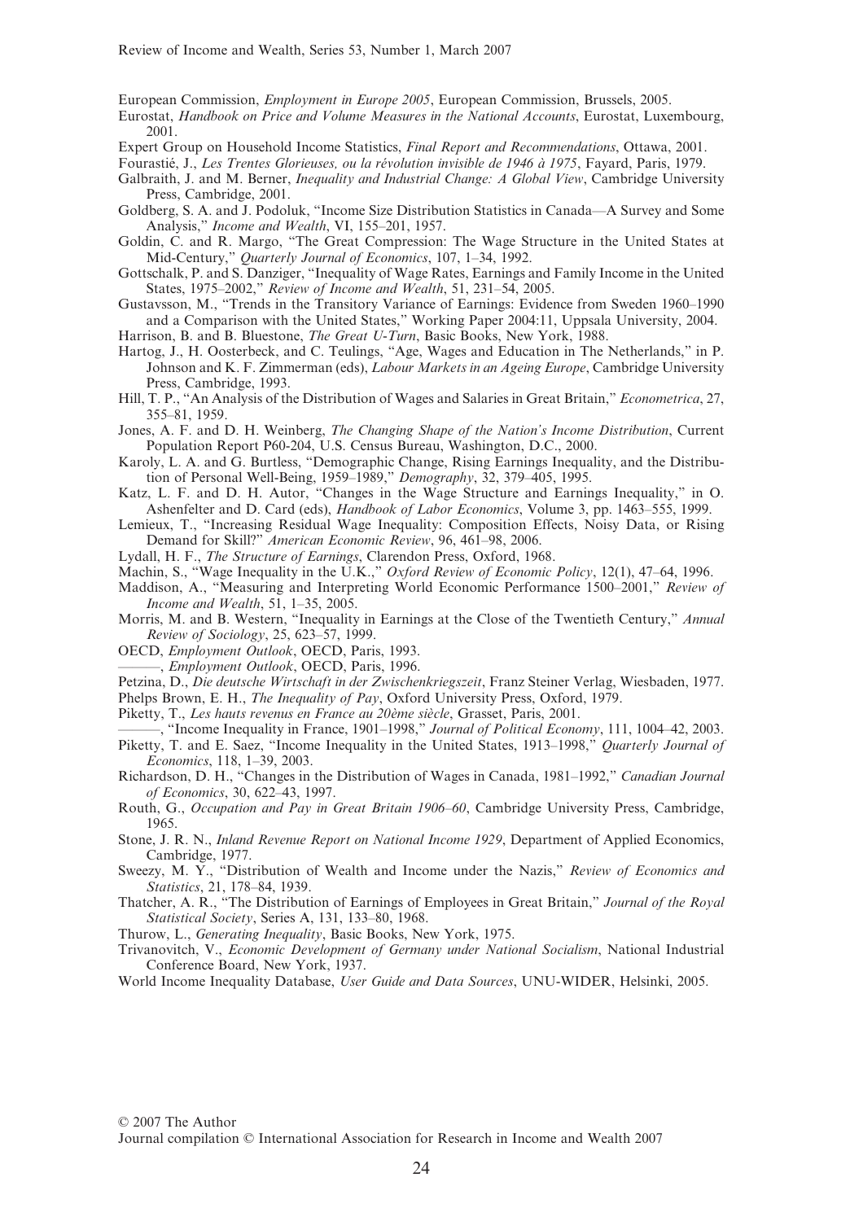European Commission, *Employment in Europe 2005*, European Commission, Brussels, 2005.

Eurostat, *Handbook on Price and Volume Measures in the National Accounts*, Eurostat, Luxembourg, 2001.

Expert Group on Household Income Statistics, *Final Report and Recommendations*, Ottawa, 2001.

Fourastié, J., *Les Trentes Glorieuses, ou la révolution invisible de 1946 à 1975*, Fayard, Paris, 1979.

Galbraith, J. and M. Berner, *Inequality and Industrial Change: A Global View*, Cambridge University Press, Cambridge, 2001.

Goldberg, S. A. and J. Podoluk, "Income Size Distribution Statistics in Canada—A Survey and Some Analysis," *Income and Wealth*, VI, 155–201, 1957.

Goldin, C. and R. Margo, "The Great Compression: The Wage Structure in the United States at Mid-Century," *Quarterly Journal of Economics*, 107, 1–34, 1992.

Gottschalk, P. and S. Danziger, "Inequality of Wage Rates, Earnings and Family Income in the United States, 1975–2002," *Review of Income and Wealth*, 51, 231–54, 2005.

Gustavsson, M., "Trends in the Transitory Variance of Earnings: Evidence from Sweden 1960–1990 and a Comparison with the United States," Working Paper 2004:11, Uppsala University, 2004.

Harrison, B. and B. Bluestone, *The Great U-Turn*, Basic Books, New York, 1988.

Hartog, J., H. Oosterbeck, and C. Teulings, "Age, Wages and Education in The Netherlands," in P. Johnson and K. F. Zimmerman (eds), *Labour Markets in an Ageing Europe*, Cambridge University Press, Cambridge, 1993.

Hill, T. P., "An Analysis of the Distribution of Wages and Salaries in Great Britain," *Econometrica*, 27, 355–81, 1959.

Jones, A. F. and D. H. Weinberg, *The Changing Shape of the Nation's Income Distribution*, Current Population Report P60-204, U.S. Census Bureau, Washington, D.C., 2000.

Karoly, L. A. and G. Burtless, "Demographic Change, Rising Earnings Inequality, and the Distribution of Personal Well-Being, 1959–1989," *Demography*, 32, 379–405, 1995.

Katz, L. F. and D. H. Autor, "Changes in the Wage Structure and Earnings Inequality," in O. Ashenfelter and D. Card (eds), *Handbook of Labor Economics*, Volume 3, pp. 1463–555, 1999.

Lemieux, T., "Increasing Residual Wage Inequality: Composition Effects, Noisy Data, or Rising Demand for Skill?" *American Economic Review*, 96, 461–98, 2006.

Lydall, H. F., *The Structure of Earnings*, Clarendon Press, Oxford, 1968.

Machin, S., "Wage Inequality in the U.K.," *Oxford Review of Economic Policy*, 12(1), 47–64, 1996.

Maddison, A., "Measuring and Interpreting World Economic Performance 1500–2001," *Review of Income and Wealth*, 51, 1–35, 2005.

Morris, M. and B. Western, "Inequality in Earnings at the Close of the Twentieth Century," *Annual Review of Sociology*, 25, 623–57, 1999.

OECD, *Employment Outlook*, OECD, Paris, 1993.

———, *Employment Outlook*, OECD, Paris, 1996.

Petzina, D., *Die deutsche Wirtschaft in der Zwischenkriegszeit*, Franz Steiner Verlag, Wiesbaden, 1977.

Phelps Brown, E. H., *The Inequality of Pay*, Oxford University Press, Oxford, 1979.

Piketty, T., *Les hauts revenus en France au 20ème siècle*, Grasset, Paris, 2001.

———, "Income Inequality in France, 1901–1998," *Journal of Political Economy*, 111, 1004–42, 2003.

Piketty, T. and E. Saez, "Income Inequality in the United States, 1913–1998," *Quarterly Journal of Economics*, 118, 1–39, 2003.

Richardson, D. H., "Changes in the Distribution of Wages in Canada, 1981–1992," *Canadian Journal of Economics*, 30, 622–43, 1997.

Routh, G., *Occupation and Pay in Great Britain 1906–60*, Cambridge University Press, Cambridge, 1965.

Stone, J. R. N., *Inland Revenue Report on National Income 1929*, Department of Applied Economics, Cambridge, 1977.

Sweezy, M. Y., "Distribution of Wealth and Income under the Nazis," *Review of Economics and Statistics*, 21, 178–84, 1939.

Thatcher, A. R., "The Distribution of Earnings of Employees in Great Britain," *Journal of the Royal Statistical Society*, Series A, 131, 133–80, 1968.

Thurow, L., *Generating Inequality*, Basic Books, New York, 1975.

Trivanovitch, V., *Economic Development of Germany under National Socialism*, National Industrial Conference Board, New York, 1937.

World Income Inequality Database, *User Guide and Data Sources*, UNU-WIDER, Helsinki, 2005.